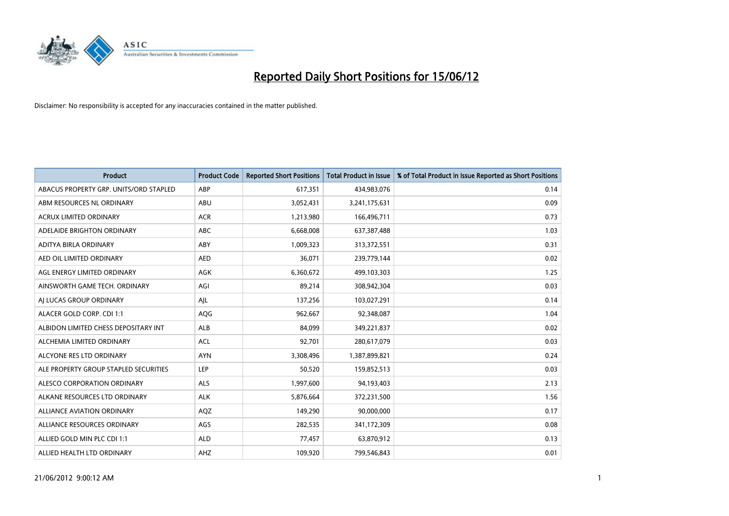# Reported Daily Short Positions for 15/06/12

Disclaimer: No responsibility is accepted for any inaccuracies contained in the matter published.

| Product | Product Code | Reported Short Positions | Total Product in Issue | % of Total Product in Issue Reported as Short Positions |
|---|---|---|---|---|
| ABACUS PROPERTY GRP. UNITS/ORD STAPLED | ABP | 617,351 | 434,983,076 | 0.14 |
| ABM RESOURCES NL ORDINARY | ABU | 3,052,431 | 3,241,175,631 | 0.09 |
| ACRUX LIMITED ORDINARY | ACR | 1,213,980 | 166,496,711 | 0.73 |
| ADELAIDE BRIGHTON ORDINARY | ABC | 6,668,008 | 637,387,488 | 1.03 |
| ADITYA BIRLA ORDINARY | ABY | 1,009,323 | 313,372,551 | 0.31 |
| AED OIL LIMITED ORDINARY | AED | 36,071 | 239,779,144 | 0.02 |
| AGL ENERGY LIMITED ORDINARY | AGK | 6,360,672 | 499,103,303 | 1.25 |
| AINSWORTH GAME TECH. ORDINARY | AGI | 89,214 | 308,942,304 | 0.03 |
| AJ LUCAS GROUP ORDINARY | AJL | 137,256 | 103,027,291 | 0.14 |
| ALACER GOLD CORP. CDI 1:1 | AQG | 962,667 | 92,348,087 | 1.04 |
| ALBIDON LIMITED CHESS DEPOSITARY INT | ALB | 84,099 | 349,221,837 | 0.02 |
| ALCHEMIA LIMITED ORDINARY | ACL | 92,701 | 280,617,079 | 0.03 |
| ALCYONE RES LTD ORDINARY | AYN | 3,308,496 | 1,387,899,821 | 0.24 |
| ALE PROPERTY GROUP STAPLED SECURITIES | LEP | 50,520 | 159,852,513 | 0.03 |
| ALESCO CORPORATION ORDINARY | ALS | 1,997,600 | 94,193,403 | 2.13 |
| ALKANE RESOURCES LTD ORDINARY | ALK | 5,876,664 | 372,231,500 | 1.56 |
| ALLIANCE AVIATION ORDINARY | AQZ | 149,290 | 90,000,000 | 0.17 |
| ALLIANCE RESOURCES ORDINARY | AGS | 282,535 | 341,172,309 | 0.08 |
| ALLIED GOLD MIN PLC CDI 1:1 | ALD | 77,457 | 63,870,912 | 0.13 |
| ALLIED HEALTH LTD ORDINARY | AHZ | 109,920 | 799,546,843 | 0.01 |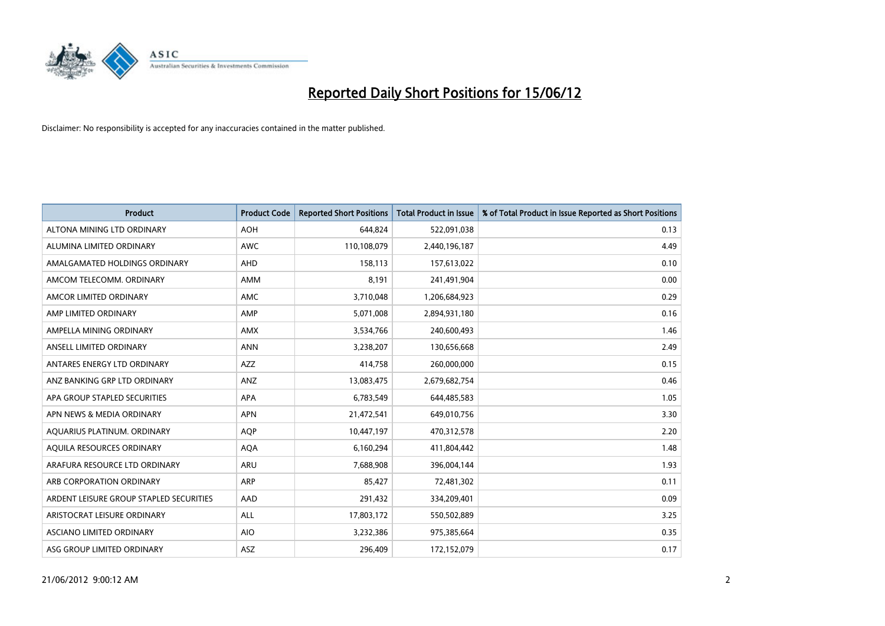# Reported Daily Short Positions for 15/06/12

Disclaimer: No responsibility is accepted for any inaccuracies contained in the matter published.

| Product | Product Code | Reported Short Positions | Total Product in Issue | % of Total Product in Issue Reported as Short Positions |
|---|---|---|---|---|
| ALTONA MINING LTD ORDINARY | AOH | 644,824 | 522,091,038 | 0.13 |
| ALUMINA LIMITED ORDINARY | AWC | 110,108,079 | 2,440,196,187 | 4.49 |
| AMALGAMATED HOLDINGS ORDINARY | AHD | 158,113 | 157,613,022 | 0.10 |
| AMCOM TELECOMM. ORDINARY | AMM | 8,191 | 241,491,904 | 0.00 |
| AMCOR LIMITED ORDINARY | AMC | 3,710,048 | 1,206,684,923 | 0.29 |
| AMP LIMITED ORDINARY | AMP | 5,071,008 | 2,894,931,180 | 0.16 |
| AMPELLA MINING ORDINARY | AMX | 3,534,766 | 240,600,493 | 1.46 |
| ANSELL LIMITED ORDINARY | ANN | 3,238,207 | 130,656,668 | 2.49 |
| ANTARES ENERGY LTD ORDINARY | AZZ | 414,758 | 260,000,000 | 0.15 |
| ANZ BANKING GRP LTD ORDINARY | ANZ | 13,083,475 | 2,679,682,754 | 0.46 |
| APA GROUP STAPLED SECURITIES | APA | 6,783,549 | 644,485,583 | 1.05 |
| APN NEWS & MEDIA ORDINARY | APN | 21,472,541 | 649,010,756 | 3.30 |
| AQUARIUS PLATINUM. ORDINARY | AQP | 10,447,197 | 470,312,578 | 2.20 |
| AQUILA RESOURCES ORDINARY | AQA | 6,160,294 | 411,804,442 | 1.48 |
| ARAFURA RESOURCE LTD ORDINARY | ARU | 7,688,908 | 396,004,144 | 1.93 |
| ARB CORPORATION ORDINARY | ARP | 85,427 | 72,481,302 | 0.11 |
| ARDENT LEISURE GROUP STAPLED SECURITIES | AAD | 291,432 | 334,209,401 | 0.09 |
| ARISTOCRAT LEISURE ORDINARY | ALL | 17,803,172 | 550,502,889 | 3.25 |
| ASCIANO LIMITED ORDINARY | AIO | 3,232,386 | 975,385,664 | 0.35 |
| ASG GROUP LIMITED ORDINARY | ASZ | 296,409 | 172,152,079 | 0.17 |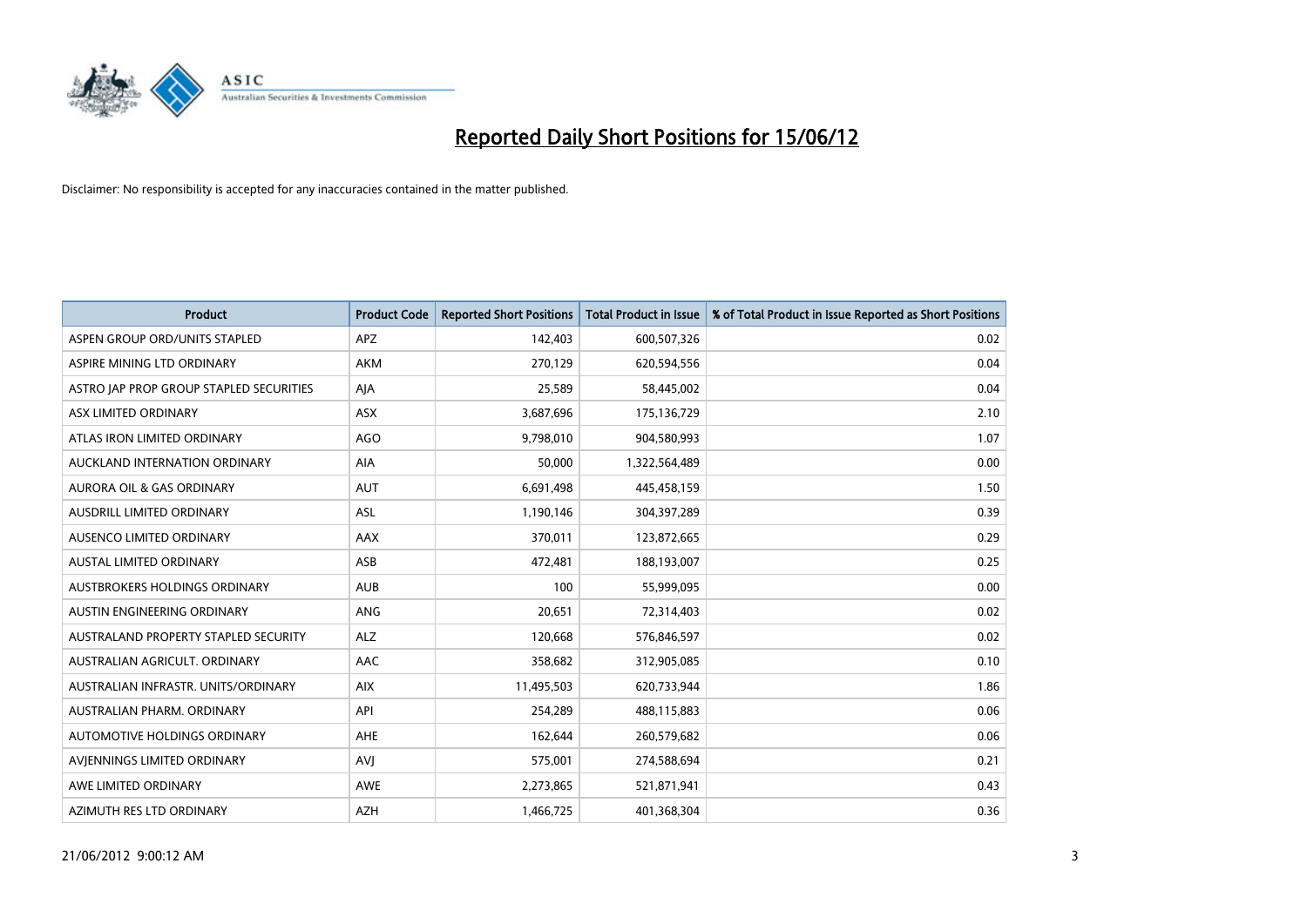# Reported Daily Short Positions for 15/06/12

Disclaimer: No responsibility is accepted for any inaccuracies contained in the matter published.

| Product | Product Code | Reported Short Positions | Total Product in Issue | % of Total Product in Issue Reported as Short Positions |
|---|---|---|---|---|
| ASPEN GROUP ORD/UNITS STAPLED | APZ | 142,403 | 600,507,326 | 0.02 |
| ASPIRE MINING LTD ORDINARY | AKM | 270,129 | 620,594,556 | 0.04 |
| ASTRO JAP PROP GROUP STAPLED SECURITIES | AJA | 25,589 | 58,445,002 | 0.04 |
| ASX LIMITED ORDINARY | ASX | 3,687,696 | 175,136,729 | 2.10 |
| ATLAS IRON LIMITED ORDINARY | AGO | 9,798,010 | 904,580,993 | 1.07 |
| AUCKLAND INTERNATION ORDINARY | AIA | 50,000 | 1,322,564,489 | 0.00 |
| AURORA OIL & GAS ORDINARY | AUT | 6,691,498 | 445,458,159 | 1.50 |
| AUSDRILL LIMITED ORDINARY | ASL | 1,190,146 | 304,397,289 | 0.39 |
| AUSENCO LIMITED ORDINARY | AAX | 370,011 | 123,872,665 | 0.29 |
| AUSTAL LIMITED ORDINARY | ASB | 472,481 | 188,193,007 | 0.25 |
| AUSTBROKERS HOLDINGS ORDINARY | AUB | 100 | 55,999,095 | 0.00 |
| AUSTIN ENGINEERING ORDINARY | ANG | 20,651 | 72,314,403 | 0.02 |
| AUSTRALAND PROPERTY STAPLED SECURITY | ALZ | 120,668 | 576,846,597 | 0.02 |
| AUSTRALIAN AGRICULT. ORDINARY | AAC | 358,682 | 312,905,085 | 0.10 |
| AUSTRALIAN INFRASTR. UNITS/ORDINARY | AIX | 11,495,503 | 620,733,944 | 1.86 |
| AUSTRALIAN PHARM. ORDINARY | API | 254,289 | 488,115,883 | 0.06 |
| AUTOMOTIVE HOLDINGS ORDINARY | AHE | 162,644 | 260,579,682 | 0.06 |
| AVJENNINGS LIMITED ORDINARY | AVJ | 575,001 | 274,588,694 | 0.21 |
| AWE LIMITED ORDINARY | AWE | 2,273,865 | 521,871,941 | 0.43 |
| AZIMUTH RES LTD ORDINARY | AZH | 1,466,725 | 401,368,304 | 0.36 |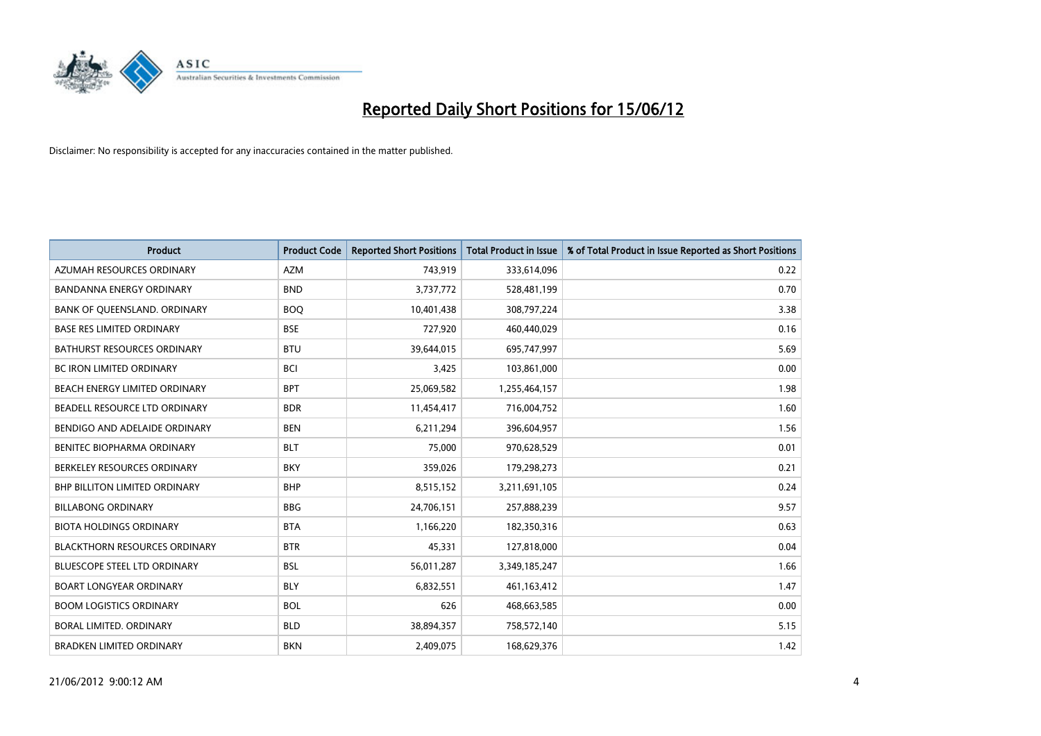# Reported Daily Short Positions for 15/06/12

Disclaimer: No responsibility is accepted for any inaccuracies contained in the matter published.

| Product | Product Code | Reported Short Positions | Total Product in Issue | % of Total Product in Issue Reported as Short Positions |
|---|---|---|---|---|
| AZUMAH RESOURCES ORDINARY | AZM | 743,919 | 333,614,096 | 0.22 |
| BANDANNA ENERGY ORDINARY | BND | 3,737,772 | 528,481,199 | 0.70 |
| BANK OF QUEENSLAND. ORDINARY | BOQ | 10,401,438 | 308,797,224 | 3.38 |
| BASE RES LIMITED ORDINARY | BSE | 727,920 | 460,440,029 | 0.16 |
| BATHURST RESOURCES ORDINARY | BTU | 39,644,015 | 695,747,997 | 5.69 |
| BC IRON LIMITED ORDINARY | BCI | 3,425 | 103,861,000 | 0.00 |
| BEACH ENERGY LIMITED ORDINARY | BPT | 25,069,582 | 1,255,464,157 | 1.98 |
| BEADELL RESOURCE LTD ORDINARY | BDR | 11,454,417 | 716,004,752 | 1.60 |
| BENDIGO AND ADELAIDE ORDINARY | BEN | 6,211,294 | 396,604,957 | 1.56 |
| BENITEC BIOPHARMA ORDINARY | BLT | 75,000 | 970,628,529 | 0.01 |
| BERKELEY RESOURCES ORDINARY | BKY | 359,026 | 179,298,273 | 0.21 |
| BHP BILLITON LIMITED ORDINARY | BHP | 8,515,152 | 3,211,691,105 | 0.24 |
| BILLABONG ORDINARY | BBG | 24,706,151 | 257,888,239 | 9.57 |
| BIOTA HOLDINGS ORDINARY | BTA | 1,166,220 | 182,350,316 | 0.63 |
| BLACKTHORN RESOURCES ORDINARY | BTR | 45,331 | 127,818,000 | 0.04 |
| BLUESCOPE STEEL LTD ORDINARY | BSL | 56,011,287 | 3,349,185,247 | 1.66 |
| BOART LONGYEAR ORDINARY | BLY | 6,832,551 | 461,163,412 | 1.47 |
| BOOM LOGISTICS ORDINARY | BOL | 626 | 468,663,585 | 0.00 |
| BORAL LIMITED. ORDINARY | BLD | 38,894,357 | 758,572,140 | 5.15 |
| BRADKEN LIMITED ORDINARY | BKN | 2,409,075 | 168,629,376 | 1.42 |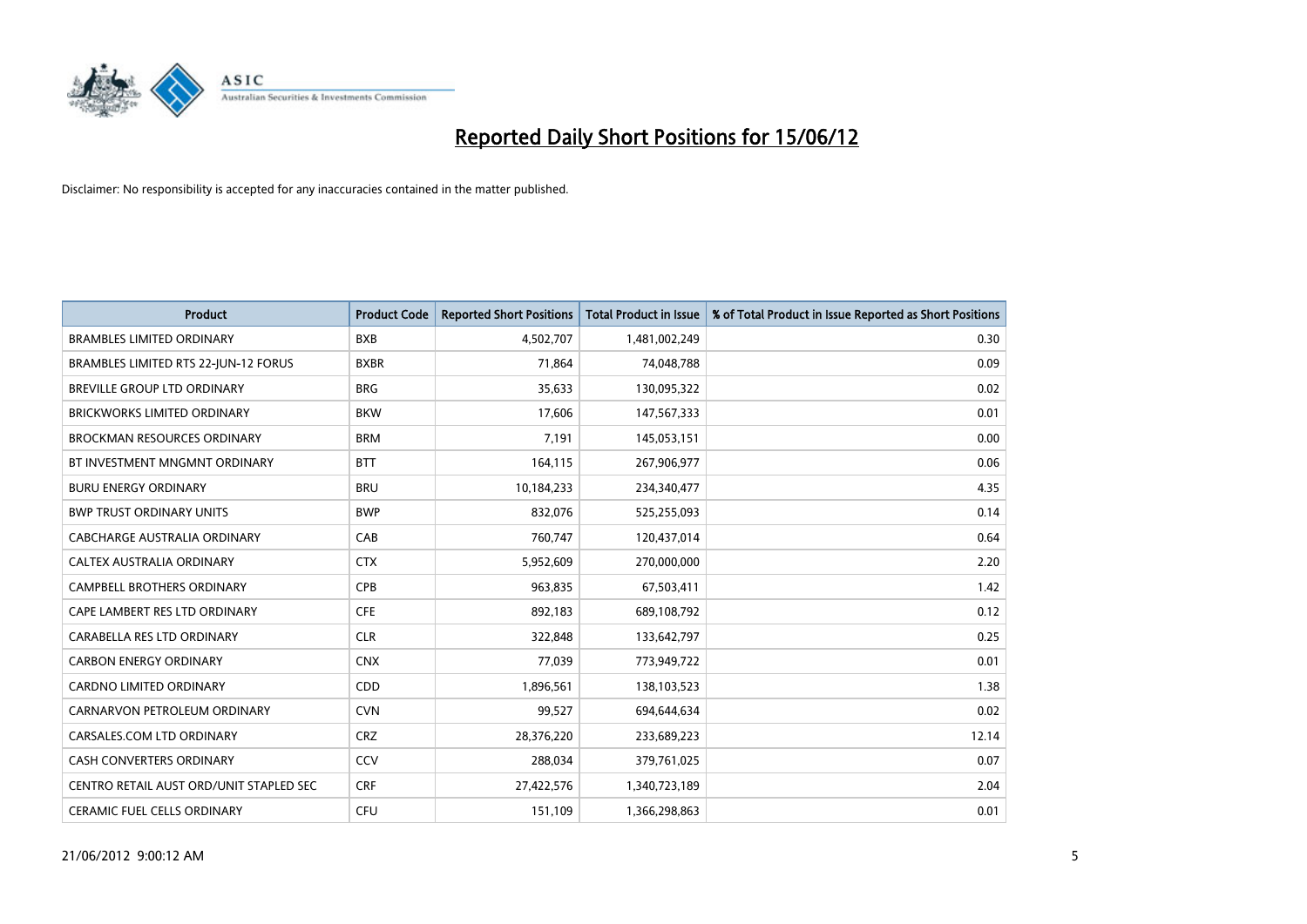# Reported Daily Short Positions for 15/06/12

Disclaimer: No responsibility is accepted for any inaccuracies contained in the matter published.

| Product | Product Code | Reported Short Positions | Total Product in Issue | % of Total Product in Issue Reported as Short Positions |
|---|---|---|---|---|
| BRAMBLES LIMITED ORDINARY | BXB | 4,502,707 | 1,481,002,249 | 0.30 |
| BRAMBLES LIMITED RTS 22-JUN-12 FORUS | BXBR | 71,864 | 74,048,788 | 0.09 |
| BREVILLE GROUP LTD ORDINARY | BRG | 35,633 | 130,095,322 | 0.02 |
| BRICKWORKS LIMITED ORDINARY | BKW | 17,606 | 147,567,333 | 0.01 |
| BROCKMAN RESOURCES ORDINARY | BRM | 7,191 | 145,053,151 | 0.00 |
| BT INVESTMENT MNGMNT ORDINARY | BTT | 164,115 | 267,906,977 | 0.06 |
| BURU ENERGY ORDINARY | BRU | 10,184,233 | 234,340,477 | 4.35 |
| BWP TRUST ORDINARY UNITS | BWP | 832,076 | 525,255,093 | 0.14 |
| CABCHARGE AUSTRALIA ORDINARY | CAB | 760,747 | 120,437,014 | 0.64 |
| CALTEX AUSTRALIA ORDINARY | CTX | 5,952,609 | 270,000,000 | 2.20 |
| CAMPBELL BROTHERS ORDINARY | CPB | 963,835 | 67,503,411 | 1.42 |
| CAPE LAMBERT RES LTD ORDINARY | CFE | 892,183 | 689,108,792 | 0.12 |
| CARABELLA RES LTD ORDINARY | CLR | 322,848 | 133,642,797 | 0.25 |
| CARBON ENERGY ORDINARY | CNX | 77,039 | 773,949,722 | 0.01 |
| CARDNO LIMITED ORDINARY | CDD | 1,896,561 | 138,103,523 | 1.38 |
| CARNARVON PETROLEUM ORDINARY | CVN | 99,527 | 694,644,634 | 0.02 |
| CARSALES.COM LTD ORDINARY | CRZ | 28,376,220 | 233,689,223 | 12.14 |
| CASH CONVERTERS ORDINARY | CCV | 288,034 | 379,761,025 | 0.07 |
| CENTRO RETAIL AUST ORD/UNIT STAPLED SEC | CRF | 27,422,576 | 1,340,723,189 | 2.04 |
| CERAMIC FUEL CELLS ORDINARY | CFU | 151,109 | 1,366,298,863 | 0.01 |

21/06/2012 9:00:12 AM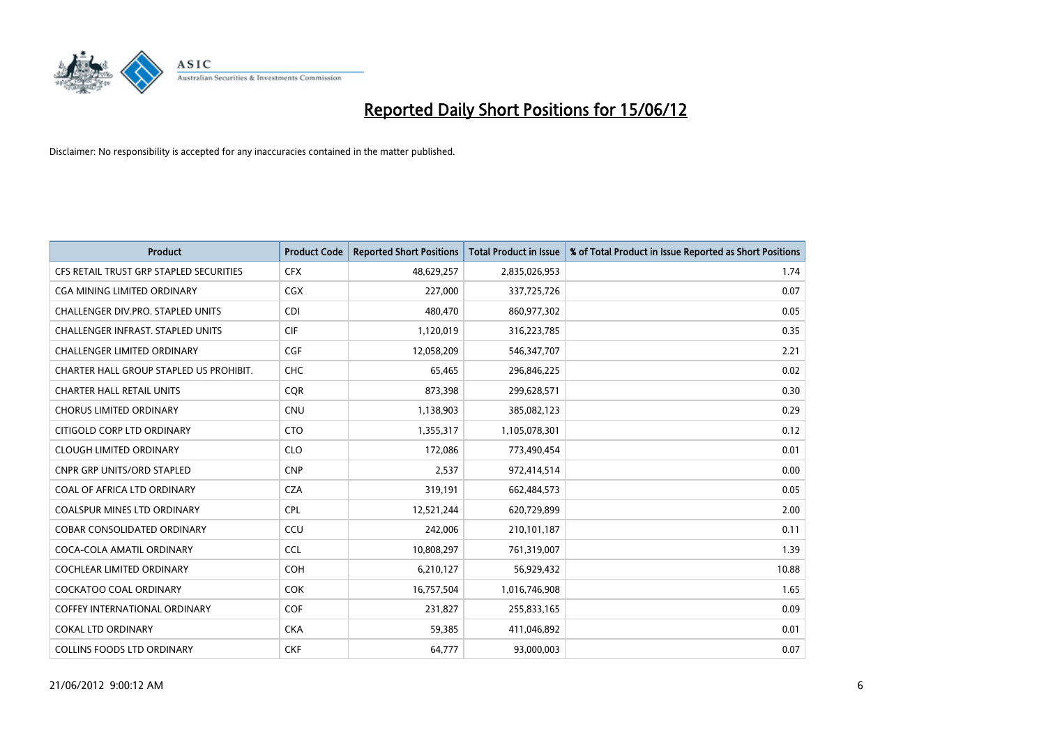# Reported Daily Short Positions for 15/06/12

Disclaimer: No responsibility is accepted for any inaccuracies contained in the matter published.

| Product | Product Code | Reported Short Positions | Total Product in Issue | % of Total Product in Issue Reported as Short Positions |
|---|---|---|---|---|
| CFS RETAIL TRUST GRP STAPLED SECURITIES | CFX | 48,629,257 | 2,835,026,953 | 1.74 |
| CGA MINING LIMITED ORDINARY | CGX | 227,000 | 337,725,726 | 0.07 |
| CHALLENGER DIV.PRO. STAPLED UNITS | CDI | 480,470 | 860,977,302 | 0.05 |
| CHALLENGER INFRAST. STAPLED UNITS | CIF | 1,120,019 | 316,223,785 | 0.35 |
| CHALLENGER LIMITED ORDINARY | CGF | 12,058,209 | 546,347,707 | 2.21 |
| CHARTER HALL GROUP STAPLED US PROHIBIT. | CHC | 65,465 | 296,846,225 | 0.02 |
| CHARTER HALL RETAIL UNITS | CQR | 873,398 | 299,628,571 | 0.30 |
| CHORUS LIMITED ORDINARY | CNU | 1,138,903 | 385,082,123 | 0.29 |
| CITIGOLD CORP LTD ORDINARY | CTO | 1,355,317 | 1,105,078,301 | 0.12 |
| CLOUGH LIMITED ORDINARY | CLO | 172,086 | 773,490,454 | 0.01 |
| CNPR GRP UNITS/ORD STAPLED | CNP | 2,537 | 972,414,514 | 0.00 |
| COAL OF AFRICA LTD ORDINARY | CZA | 319,191 | 662,484,573 | 0.05 |
| COALSPUR MINES LTD ORDINARY | CPL | 12,521,244 | 620,729,899 | 2.00 |
| COBAR CONSOLIDATED ORDINARY | CCU | 242,006 | 210,101,187 | 0.11 |
| COCA-COLA AMATIL ORDINARY | CCL | 10,808,297 | 761,319,007 | 1.39 |
| COCHLEAR LIMITED ORDINARY | COH | 6,210,127 | 56,929,432 | 10.88 |
| COCKATOO COAL ORDINARY | COK | 16,757,504 | 1,016,746,908 | 1.65 |
| COFFEY INTERNATIONAL ORDINARY | COF | 231,827 | 255,833,165 | 0.09 |
| COKAL LTD ORDINARY | CKA | 59,385 | 411,046,892 | 0.01 |
| COLLINS FOODS LTD ORDINARY | CKF | 64,777 | 93,000,003 | 0.07 |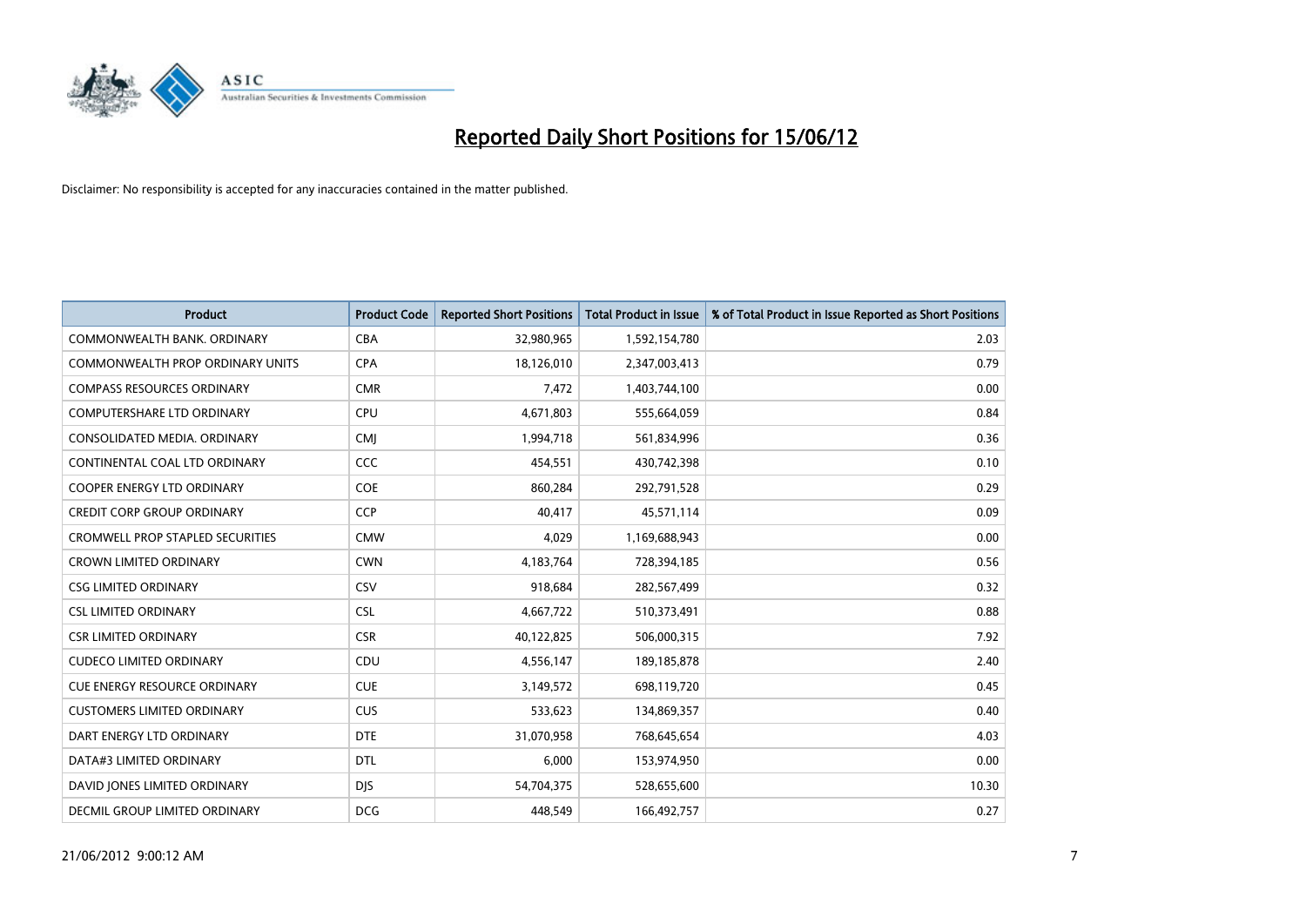# Reported Daily Short Positions for 15/06/12

Disclaimer: No responsibility is accepted for any inaccuracies contained in the matter published.

| Product | Product Code | Reported Short Positions | Total Product in Issue | % of Total Product in Issue Reported as Short Positions |
|---|---|---|---|---|
| COMMONWEALTH BANK. ORDINARY | CBA | 32,980,965 | 1,592,154,780 | 2.03 |
| COMMONWEALTH PROP ORDINARY UNITS | CPA | 18,126,010 | 2,347,003,413 | 0.79 |
| COMPASS RESOURCES ORDINARY | CMR | 7,472 | 1,403,744,100 | 0.00 |
| COMPUTERSHARE LTD ORDINARY | CPU | 4,671,803 | 555,664,059 | 0.84 |
| CONSOLIDATED MEDIA. ORDINARY | CMJ | 1,994,718 | 561,834,996 | 0.36 |
| CONTINENTAL COAL LTD ORDINARY | CCC | 454,551 | 430,742,398 | 0.10 |
| COOPER ENERGY LTD ORDINARY | COE | 860,284 | 292,791,528 | 0.29 |
| CREDIT CORP GROUP ORDINARY | CCP | 40,417 | 45,571,114 | 0.09 |
| CROMWELL PROP STAPLED SECURITIES | CMW | 4,029 | 1,169,688,943 | 0.00 |
| CROWN LIMITED ORDINARY | CWN | 4,183,764 | 728,394,185 | 0.56 |
| CSG LIMITED ORDINARY | CSV | 918,684 | 282,567,499 | 0.32 |
| CSL LIMITED ORDINARY | CSL | 4,667,722 | 510,373,491 | 0.88 |
| CSR LIMITED ORDINARY | CSR | 40,122,825 | 506,000,315 | 7.92 |
| CUDECO LIMITED ORDINARY | CDU | 4,556,147 | 189,185,878 | 2.40 |
| CUE ENERGY RESOURCE ORDINARY | CUE | 3,149,572 | 698,119,720 | 0.45 |
| CUSTOMERS LIMITED ORDINARY | CUS | 533,623 | 134,869,357 | 0.40 |
| DART ENERGY LTD ORDINARY | DTE | 31,070,958 | 768,645,654 | 4.03 |
| DATA#3 LIMITED ORDINARY | DTL | 6,000 | 153,974,950 | 0.00 |
| DAVID JONES LIMITED ORDINARY | DJS | 54,704,375 | 528,655,600 | 10.30 |
| DECMIL GROUP LIMITED ORDINARY | DCG | 448,549 | 166,492,757 | 0.27 |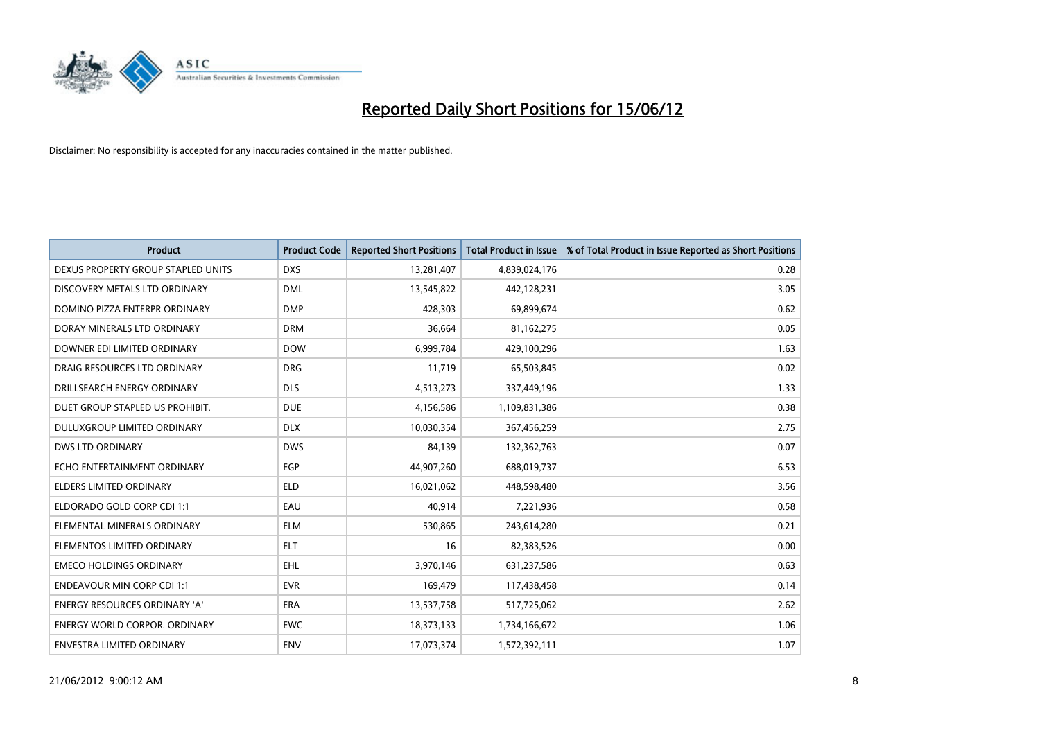# Reported Daily Short Positions for 15/06/12

Disclaimer: No responsibility is accepted for any inaccuracies contained in the matter published.

| Product | Product Code | Reported Short Positions | Total Product in Issue | % of Total Product in Issue Reported as Short Positions |
|---|---|---|---|---|
| DEXUS PROPERTY GROUP STAPLED UNITS | DXS | 13,281,407 | 4,839,024,176 | 0.28 |
| DISCOVERY METALS LTD ORDINARY | DML | 13,545,822 | 442,128,231 | 3.05 |
| DOMINO PIZZA ENTERPR ORDINARY | DMP | 428,303 | 69,899,674 | 0.62 |
| DORAY MINERALS LTD ORDINARY | DRM | 36,664 | 81,162,275 | 0.05 |
| DOWNER EDI LIMITED ORDINARY | DOW | 6,999,784 | 429,100,296 | 1.63 |
| DRAIG RESOURCES LTD ORDINARY | DRG | 11,719 | 65,503,845 | 0.02 |
| DRILLSEARCH ENERGY ORDINARY | DLS | 4,513,273 | 337,449,196 | 1.33 |
| DUET GROUP STAPLED US PROHIBIT. | DUE | 4,156,586 | 1,109,831,386 | 0.38 |
| DULUXGROUP LIMITED ORDINARY | DLX | 10,030,354 | 367,456,259 | 2.75 |
| DWS LTD ORDINARY | DWS | 84,139 | 132,362,763 | 0.07 |
| ECHO ENTERTAINMENT ORDINARY | EGP | 44,907,260 | 688,019,737 | 6.53 |
| ELDERS LIMITED ORDINARY | ELD | 16,021,062 | 448,598,480 | 3.56 |
| ELDORADO GOLD CORP CDI 1:1 | EAU | 40,914 | 7,221,936 | 0.58 |
| ELEMENTAL MINERALS ORDINARY | ELM | 530,865 | 243,614,280 | 0.21 |
| ELEMENTOS LIMITED ORDINARY | ELT | 16 | 82,383,526 | 0.00 |
| EMECO HOLDINGS ORDINARY | EHL | 3,970,146 | 631,237,586 | 0.63 |
| ENDEAVOUR MIN CORP CDI 1:1 | EVR | 169,479 | 117,438,458 | 0.14 |
| ENERGY RESOURCES ORDINARY 'A' | ERA | 13,537,758 | 517,725,062 | 2.62 |
| ENERGY WORLD CORPOR. ORDINARY | EWC | 18,373,133 | 1,734,166,672 | 1.06 |
| ENVESTRA LIMITED ORDINARY | ENV | 17,073,374 | 1,572,392,111 | 1.07 |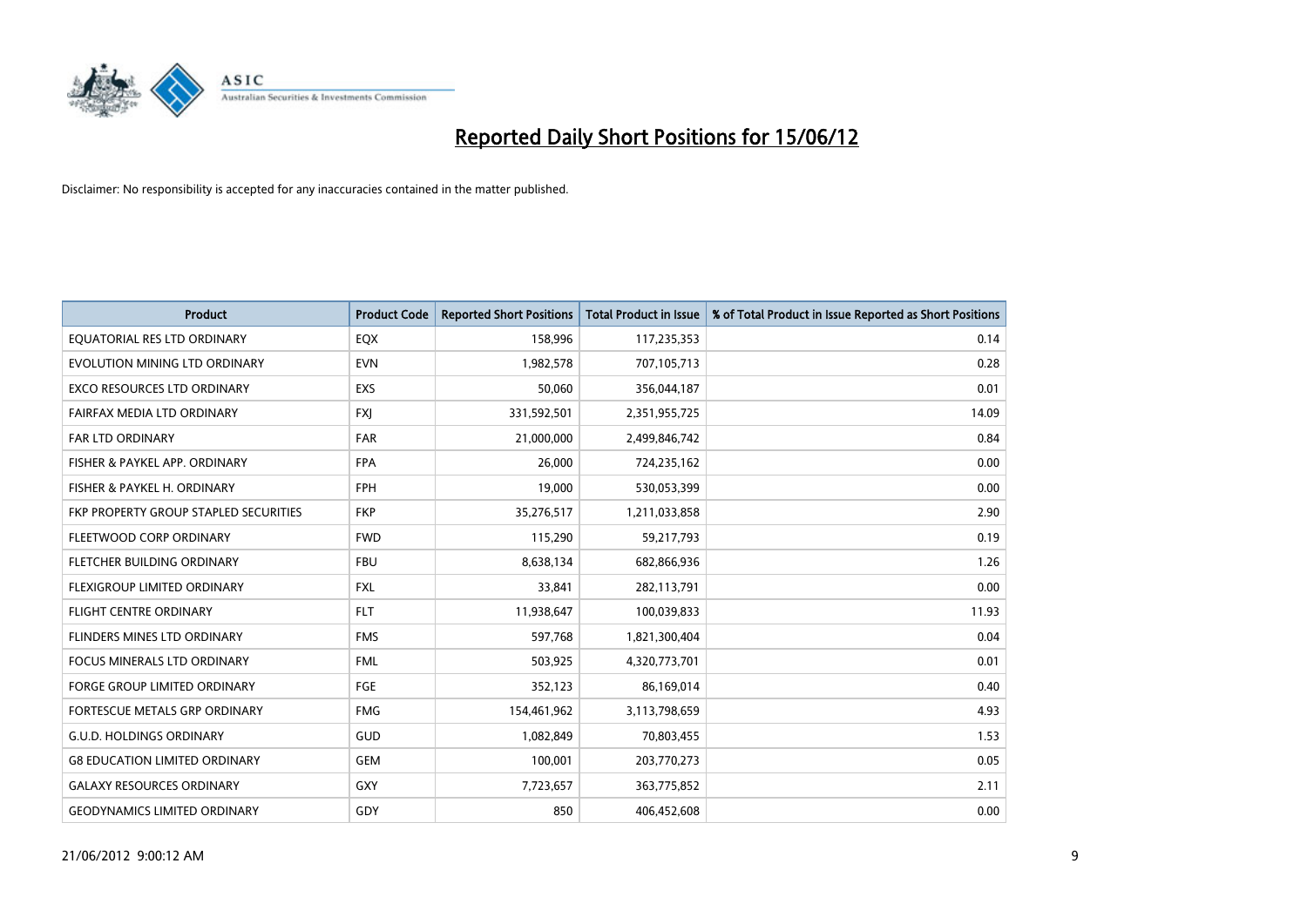# Reported Daily Short Positions for 15/06/12

Disclaimer: No responsibility is accepted for any inaccuracies contained in the matter published.

| Product | Product Code | Reported Short Positions | Total Product in Issue | % of Total Product in Issue Reported as Short Positions |
|---|---|---|---|---|
| EQUATORIAL RES LTD ORDINARY | EQX | 158,996 | 117,235,353 | 0.14 |
| EVOLUTION MINING LTD ORDINARY | EVN | 1,982,578 | 707,105,713 | 0.28 |
| EXCO RESOURCES LTD ORDINARY | EXS | 50,060 | 356,044,187 | 0.01 |
| FAIRFAX MEDIA LTD ORDINARY | FXJ | 331,592,501 | 2,351,955,725 | 14.09 |
| FAR LTD ORDINARY | FAR | 21,000,000 | 2,499,846,742 | 0.84 |
| FISHER & PAYKEL APP. ORDINARY | FPA | 26,000 | 724,235,162 | 0.00 |
| FISHER & PAYKEL H. ORDINARY | FPH | 19,000 | 530,053,399 | 0.00 |
| FKP PROPERTY GROUP STAPLED SECURITIES | FKP | 35,276,517 | 1,211,033,858 | 2.90 |
| FLEETWOOD CORP ORDINARY | FWD | 115,290 | 59,217,793 | 0.19 |
| FLETCHER BUILDING ORDINARY | FBU | 8,638,134 | 682,866,936 | 1.26 |
| FLEXIGROUP LIMITED ORDINARY | FXL | 33,841 | 282,113,791 | 0.00 |
| FLIGHT CENTRE ORDINARY | FLT | 11,938,647 | 100,039,833 | 11.93 |
| FLINDERS MINES LTD ORDINARY | FMS | 597,768 | 1,821,300,404 | 0.04 |
| FOCUS MINERALS LTD ORDINARY | FML | 503,925 | 4,320,773,701 | 0.01 |
| FORGE GROUP LIMITED ORDINARY | FGE | 352,123 | 86,169,014 | 0.40 |
| FORTESCUE METALS GRP ORDINARY | FMG | 154,461,962 | 3,113,798,659 | 4.93 |
| G.U.D. HOLDINGS ORDINARY | GUD | 1,082,849 | 70,803,455 | 1.53 |
| G8 EDUCATION LIMITED ORDINARY | GEM | 100,001 | 203,770,273 | 0.05 |
| GALAXY RESOURCES ORDINARY | GXY | 7,723,657 | 363,775,852 | 2.11 |
| GEODYNAMICS LIMITED ORDINARY | GDY | 850 | 406,452,608 | 0.00 |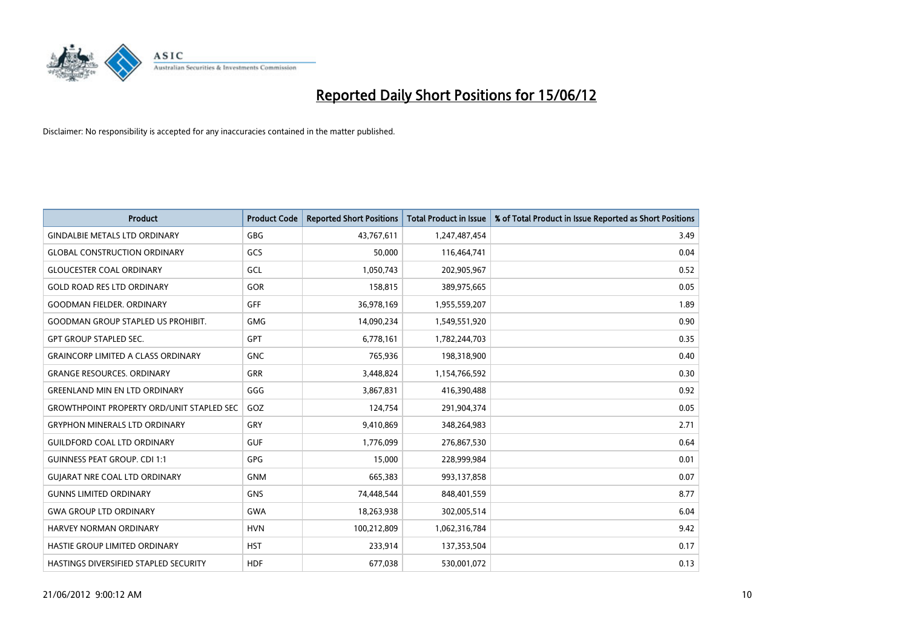# Reported Daily Short Positions for 15/06/12

Disclaimer: No responsibility is accepted for any inaccuracies contained in the matter published.

| Product | Product Code | Reported Short Positions | Total Product in Issue | % of Total Product in Issue Reported as Short Positions |
|---|---|---|---|---|
| GINDALBIE METALS LTD ORDINARY | GBG | 43,767,611 | 1,247,487,454 | 3.49 |
| GLOBAL CONSTRUCTION ORDINARY | GCS | 50,000 | 116,464,741 | 0.04 |
| GLOUCESTER COAL ORDINARY | GCL | 1,050,743 | 202,905,967 | 0.52 |
| GOLD ROAD RES LTD ORDINARY | GOR | 158,815 | 389,975,665 | 0.05 |
| GOODMAN FIELDER. ORDINARY | GFF | 36,978,169 | 1,955,559,207 | 1.89 |
| GOODMAN GROUP STAPLED US PROHIBIT. | GMG | 14,090,234 | 1,549,551,920 | 0.90 |
| GPT GROUP STAPLED SEC. | GPT | 6,778,161 | 1,782,244,703 | 0.35 |
| GRAINCORP LIMITED A CLASS ORDINARY | GNC | 765,936 | 198,318,900 | 0.40 |
| GRANGE RESOURCES. ORDINARY | GRR | 3,448,824 | 1,154,766,592 | 0.30 |
| GREENLAND MIN EN LTD ORDINARY | GGG | 3,867,831 | 416,390,488 | 0.92 |
| GROWTHPOINT PROPERTY ORD/UNIT STAPLED SEC | GOZ | 124,754 | 291,904,374 | 0.05 |
| GRYPHON MINERALS LTD ORDINARY | GRY | 9,410,869 | 348,264,983 | 2.71 |
| GUILDFORD COAL LTD ORDINARY | GUF | 1,776,099 | 276,867,530 | 0.64 |
| GUINNESS PEAT GROUP. CDI 1:1 | GPG | 15,000 | 228,999,984 | 0.01 |
| GUJARAT NRE COAL LTD ORDINARY | GNM | 665,383 | 993,137,858 | 0.07 |
| GUNNS LIMITED ORDINARY | GNS | 74,448,544 | 848,401,559 | 8.77 |
| GWA GROUP LTD ORDINARY | GWA | 18,263,938 | 302,005,514 | 6.04 |
| HARVEY NORMAN ORDINARY | HVN | 100,212,809 | 1,062,316,784 | 9.42 |
| HASTIE GROUP LIMITED ORDINARY | HST | 233,914 | 137,353,504 | 0.17 |
| HASTINGS DIVERSIFIED STAPLED SECURITY | HDF | 677,038 | 530,001,072 | 0.13 |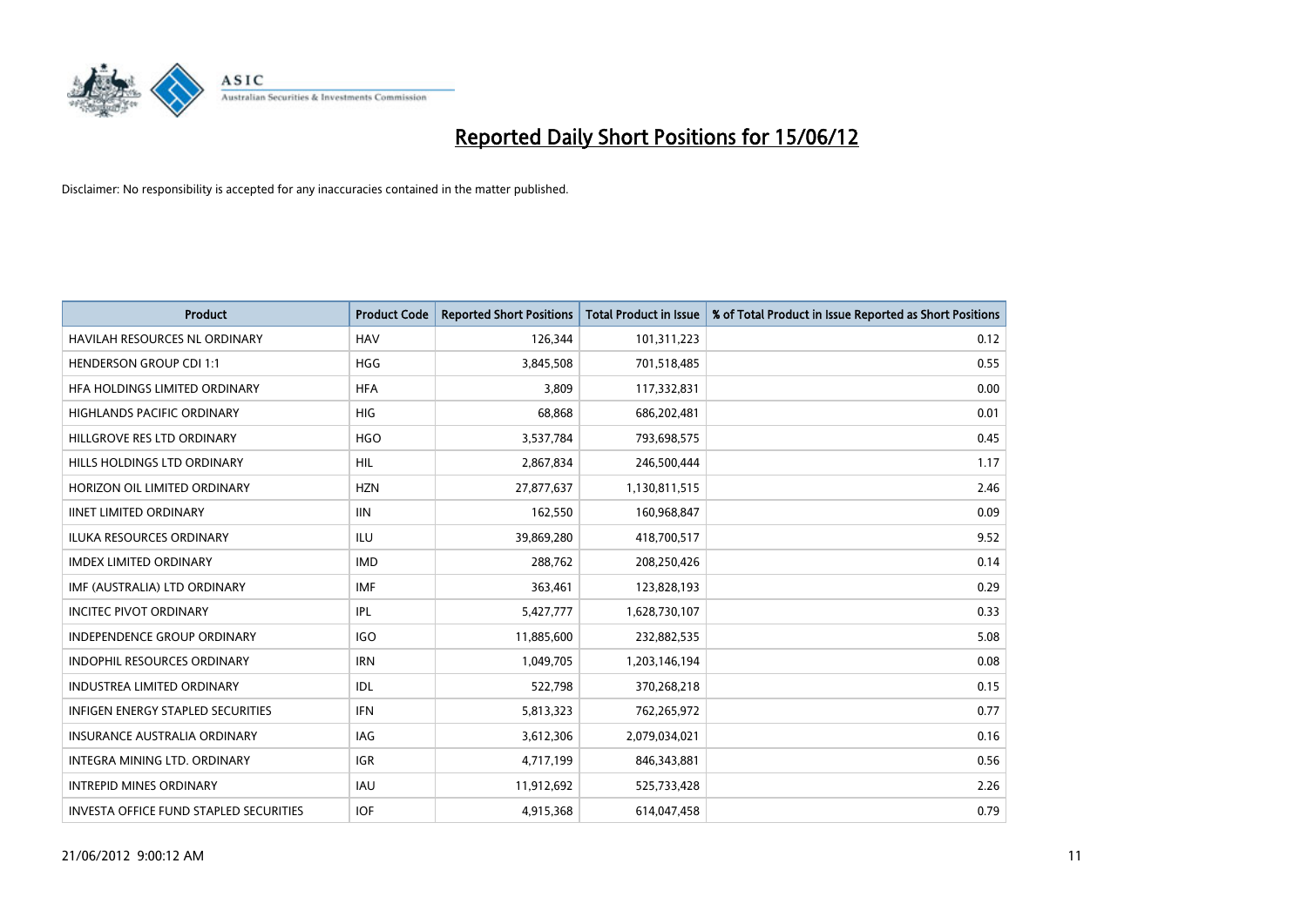# Reported Daily Short Positions for 15/06/12

Disclaimer: No responsibility is accepted for any inaccuracies contained in the matter published.

| Product | Product Code | Reported Short Positions | Total Product in Issue | % of Total Product in Issue Reported as Short Positions |
|---|---|---|---|---|
| HAVILAH RESOURCES NL ORDINARY | HAV | 126,344 | 101,311,223 | 0.12 |
| HENDERSON GROUP CDI 1:1 | HGG | 3,845,508 | 701,518,485 | 0.55 |
| HFA HOLDINGS LIMITED ORDINARY | HFA | 3,809 | 117,332,831 | 0.00 |
| HIGHLANDS PACIFIC ORDINARY | HIG | 68,868 | 686,202,481 | 0.01 |
| HILLGROVE RES LTD ORDINARY | HGO | 3,537,784 | 793,698,575 | 0.45 |
| HILLS HOLDINGS LTD ORDINARY | HIL | 2,867,834 | 246,500,444 | 1.17 |
| HORIZON OIL LIMITED ORDINARY | HZN | 27,877,637 | 1,130,811,515 | 2.46 |
| IINET LIMITED ORDINARY | IIN | 162,550 | 160,968,847 | 0.09 |
| ILUKA RESOURCES ORDINARY | ILU | 39,869,280 | 418,700,517 | 9.52 |
| IMDEX LIMITED ORDINARY | IMD | 288,762 | 208,250,426 | 0.14 |
| IMF (AUSTRALIA) LTD ORDINARY | IMF | 363,461 | 123,828,193 | 0.29 |
| INCITEC PIVOT ORDINARY | IPL | 5,427,777 | 1,628,730,107 | 0.33 |
| INDEPENDENCE GROUP ORDINARY | IGO | 11,885,600 | 232,882,535 | 5.08 |
| INDOPHIL RESOURCES ORDINARY | IRN | 1,049,705 | 1,203,146,194 | 0.08 |
| INDUSTREA LIMITED ORDINARY | IDL | 522,798 | 370,268,218 | 0.15 |
| INFIGEN ENERGY STAPLED SECURITIES | IFN | 5,813,323 | 762,265,972 | 0.77 |
| INSURANCE AUSTRALIA ORDINARY | IAG | 3,612,306 | 2,079,034,021 | 0.16 |
| INTEGRA MINING LTD. ORDINARY | IGR | 4,717,199 | 846,343,881 | 0.56 |
| INTREPID MINES ORDINARY | IAU | 11,912,692 | 525,733,428 | 2.26 |
| INVESTA OFFICE FUND STAPLED SECURITIES | IOF | 4,915,368 | 614,047,458 | 0.79 |

21/06/2012 9:00:12 AM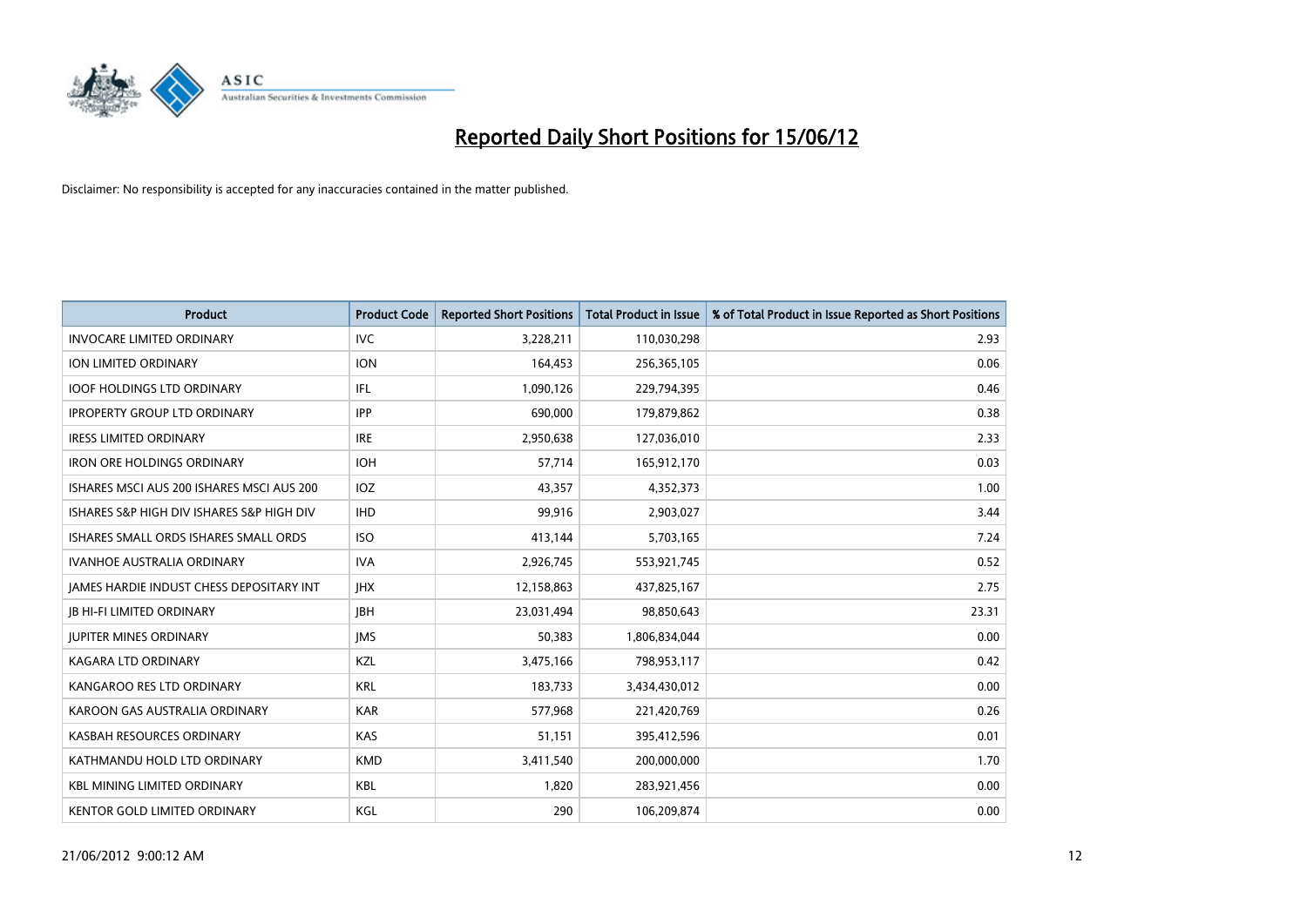# Reported Daily Short Positions for 15/06/12

Disclaimer: No responsibility is accepted for any inaccuracies contained in the matter published.

| Product | Product Code | Reported Short Positions | Total Product in Issue | % of Total Product in Issue Reported as Short Positions |
|---|---|---|---|---|
| INVOCARE LIMITED ORDINARY | IVC | 3,228,211 | 110,030,298 | 2.93 |
| ION LIMITED ORDINARY | ION | 164,453 | 256,365,105 | 0.06 |
| IOOF HOLDINGS LTD ORDINARY | IFL | 1,090,126 | 229,794,395 | 0.46 |
| IPROPERTY GROUP LTD ORDINARY | IPP | 690,000 | 179,879,862 | 0.38 |
| IRESS LIMITED ORDINARY | IRE | 2,950,638 | 127,036,010 | 2.33 |
| IRON ORE HOLDINGS ORDINARY | IOH | 57,714 | 165,912,170 | 0.03 |
| ISHARES MSCI AUS 200 ISHARES MSCI AUS 200 | IOZ | 43,357 | 4,352,373 | 1.00 |
| ISHARES S&P HIGH DIV ISHARES S&P HIGH DIV | IHD | 99,916 | 2,903,027 | 3.44 |
| ISHARES SMALL ORDS ISHARES SMALL ORDS | ISO | 413,144 | 5,703,165 | 7.24 |
| IVANHOE AUSTRALIA ORDINARY | IVA | 2,926,745 | 553,921,745 | 0.52 |
| JAMES HARDIE INDUST CHESS DEPOSITARY INT | JHX | 12,158,863 | 437,825,167 | 2.75 |
| JB HI-FI LIMITED ORDINARY | JBH | 23,031,494 | 98,850,643 | 23.31 |
| JUPITER MINES ORDINARY | JMS | 50,383 | 1,806,834,044 | 0.00 |
| KAGARA LTD ORDINARY | KZL | 3,475,166 | 798,953,117 | 0.42 |
| KANGAROO RES LTD ORDINARY | KRL | 183,733 | 3,434,430,012 | 0.00 |
| KAROON GAS AUSTRALIA ORDINARY | KAR | 577,968 | 221,420,769 | 0.26 |
| KASBAH RESOURCES ORDINARY | KAS | 51,151 | 395,412,596 | 0.01 |
| KATHMANDU HOLD LTD ORDINARY | KMD | 3,411,540 | 200,000,000 | 1.70 |
| KBL MINING LIMITED ORDINARY | KBL | 1,820 | 283,921,456 | 0.00 |
| KENTOR GOLD LIMITED ORDINARY | KGL | 290 | 106,209,874 | 0.00 |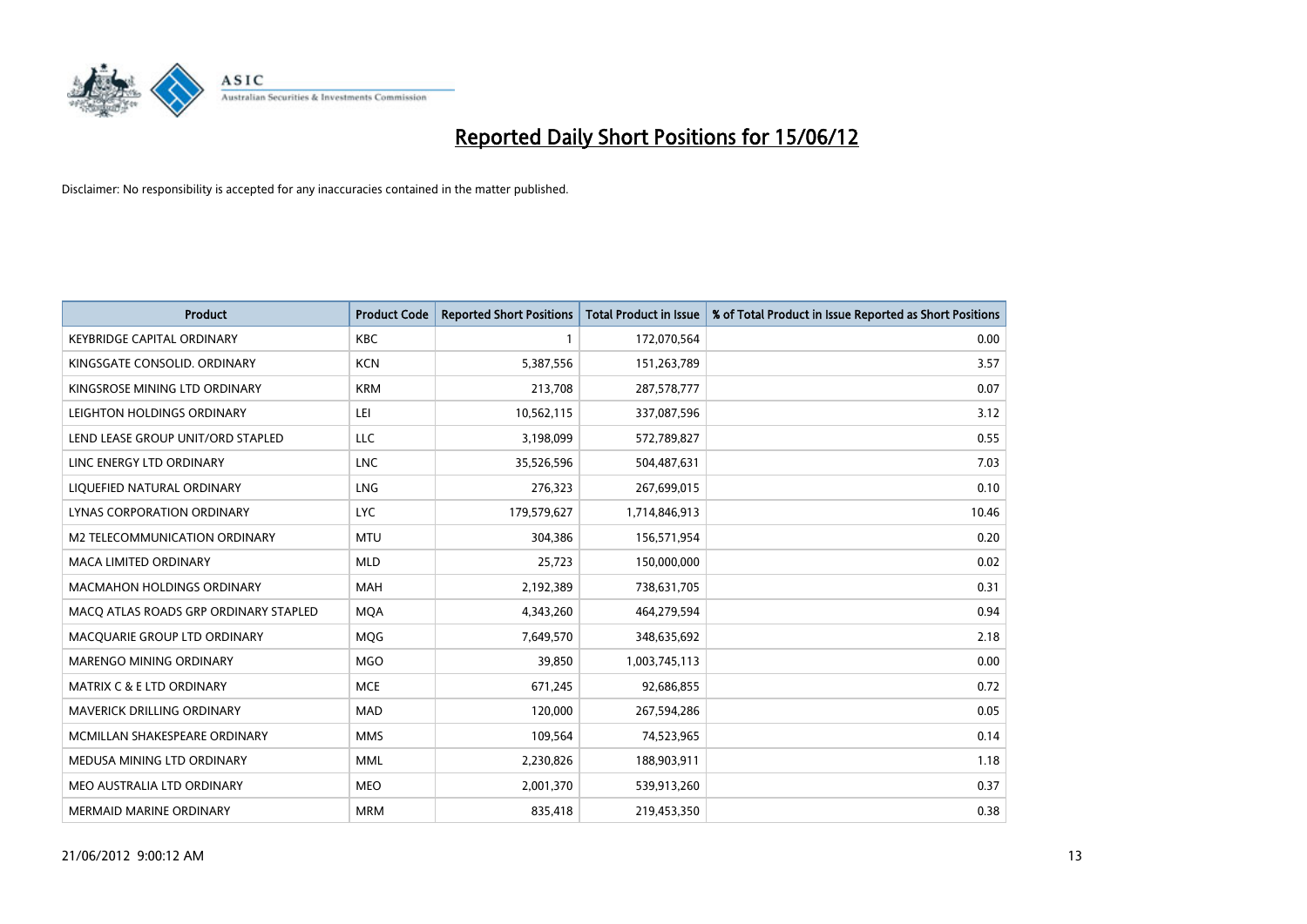# Reported Daily Short Positions for 15/06/12

Disclaimer: No responsibility is accepted for any inaccuracies contained in the matter published.

| Product | Product Code | Reported Short Positions | Total Product in Issue | % of Total Product in Issue Reported as Short Positions |
|---|---|---|---|---|
| KEYBRIDGE CAPITAL ORDINARY | KBC | 1 | 172,070,564 | 0.00 |
| KINGSGATE CONSOLID. ORDINARY | KCN | 5,387,556 | 151,263,789 | 3.57 |
| KINGSROSE MINING LTD ORDINARY | KRM | 213,708 | 287,578,777 | 0.07 |
| LEIGHTON HOLDINGS ORDINARY | LEI | 10,562,115 | 337,087,596 | 3.12 |
| LEND LEASE GROUP UNIT/ORD STAPLED | LLC | 3,198,099 | 572,789,827 | 0.55 |
| LINC ENERGY LTD ORDINARY | LNC | 35,526,596 | 504,487,631 | 7.03 |
| LIQUEFIED NATURAL ORDINARY | LNG | 276,323 | 267,699,015 | 0.10 |
| LYNAS CORPORATION ORDINARY | LYC | 179,579,627 | 1,714,846,913 | 10.46 |
| M2 TELECOMMUNICATION ORDINARY | MTU | 304,386 | 156,571,954 | 0.20 |
| MACA LIMITED ORDINARY | MLD | 25,723 | 150,000,000 | 0.02 |
| MACMAHON HOLDINGS ORDINARY | MAH | 2,192,389 | 738,631,705 | 0.31 |
| MACQ ATLAS ROADS GRP ORDINARY STAPLED | MQA | 4,343,260 | 464,279,594 | 0.94 |
| MACQUARIE GROUP LTD ORDINARY | MQG | 7,649,570 | 348,635,692 | 2.18 |
| MARENGO MINING ORDINARY | MGO | 39,850 | 1,003,745,113 | 0.00 |
| MATRIX C & E LTD ORDINARY | MCE | 671,245 | 92,686,855 | 0.72 |
| MAVERICK DRILLING ORDINARY | MAD | 120,000 | 267,594,286 | 0.05 |
| MCMILLAN SHAKESPEARE ORDINARY | MMS | 109,564 | 74,523,965 | 0.14 |
| MEDUSA MINING LTD ORDINARY | MML | 2,230,826 | 188,903,911 | 1.18 |
| MEO AUSTRALIA LTD ORDINARY | MEO | 2,001,370 | 539,913,260 | 0.37 |
| MERMAID MARINE ORDINARY | MRM | 835,418 | 219,453,350 | 0.38 |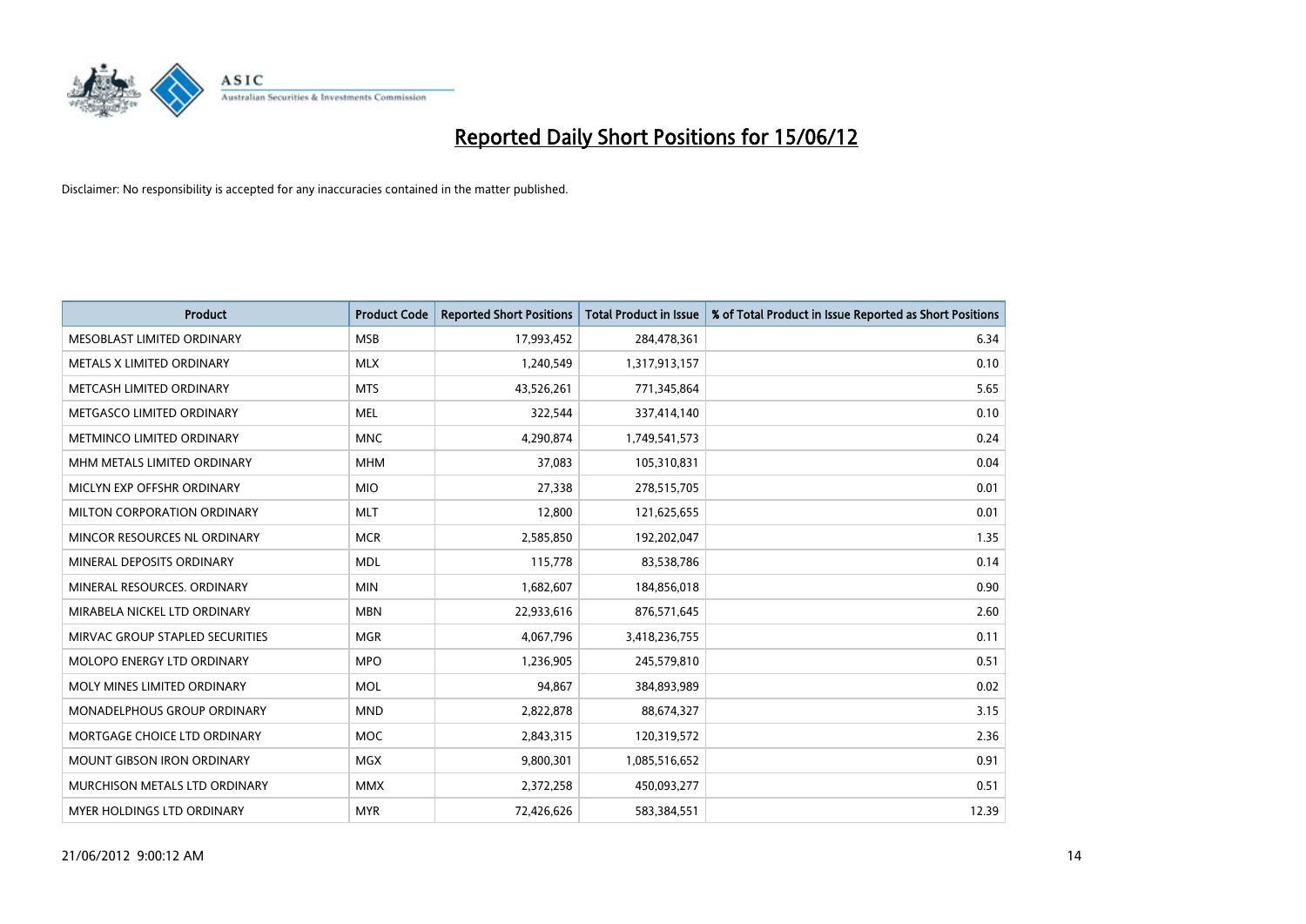# Reported Daily Short Positions for 15/06/12

Disclaimer: No responsibility is accepted for any inaccuracies contained in the matter published.

| Product | Product Code | Reported Short Positions | Total Product in Issue | % of Total Product in Issue Reported as Short Positions |
|---|---|---|---|---|
| MESOBLAST LIMITED ORDINARY | MSB | 17,993,452 | 284,478,361 | 6.34 |
| METALS X LIMITED ORDINARY | MLX | 1,240,549 | 1,317,913,157 | 0.10 |
| METCASH LIMITED ORDINARY | MTS | 43,526,261 | 771,345,864 | 5.65 |
| METGASCO LIMITED ORDINARY | MEL | 322,544 | 337,414,140 | 0.10 |
| METMINCO LIMITED ORDINARY | MNC | 4,290,874 | 1,749,541,573 | 0.24 |
| MHM METALS LIMITED ORDINARY | MHM | 37,083 | 105,310,831 | 0.04 |
| MICLYN EXP OFFSHR ORDINARY | MIO | 27,338 | 278,515,705 | 0.01 |
| MILTON CORPORATION ORDINARY | MLT | 12,800 | 121,625,655 | 0.01 |
| MINCOR RESOURCES NL ORDINARY | MCR | 2,585,850 | 192,202,047 | 1.35 |
| MINERAL DEPOSITS ORDINARY | MDL | 115,778 | 83,538,786 | 0.14 |
| MINERAL RESOURCES. ORDINARY | MIN | 1,682,607 | 184,856,018 | 0.90 |
| MIRABELA NICKEL LTD ORDINARY | MBN | 22,933,616 | 876,571,645 | 2.60 |
| MIRVAC GROUP STAPLED SECURITIES | MGR | 4,067,796 | 3,418,236,755 | 0.11 |
| MOLOPO ENERGY LTD ORDINARY | MPO | 1,236,905 | 245,579,810 | 0.51 |
| MOLY MINES LIMITED ORDINARY | MOL | 94,867 | 384,893,989 | 0.02 |
| MONADELPHOUS GROUP ORDINARY | MND | 2,822,878 | 88,674,327 | 3.15 |
| MORTGAGE CHOICE LTD ORDINARY | MOC | 2,843,315 | 120,319,572 | 2.36 |
| MOUNT GIBSON IRON ORDINARY | MGX | 9,800,301 | 1,085,516,652 | 0.91 |
| MURCHISON METALS LTD ORDINARY | MMX | 2,372,258 | 450,093,277 | 0.51 |
| MYER HOLDINGS LTD ORDINARY | MYR | 72,426,626 | 583,384,551 | 12.39 |

21/06/2012 9:00:12 AM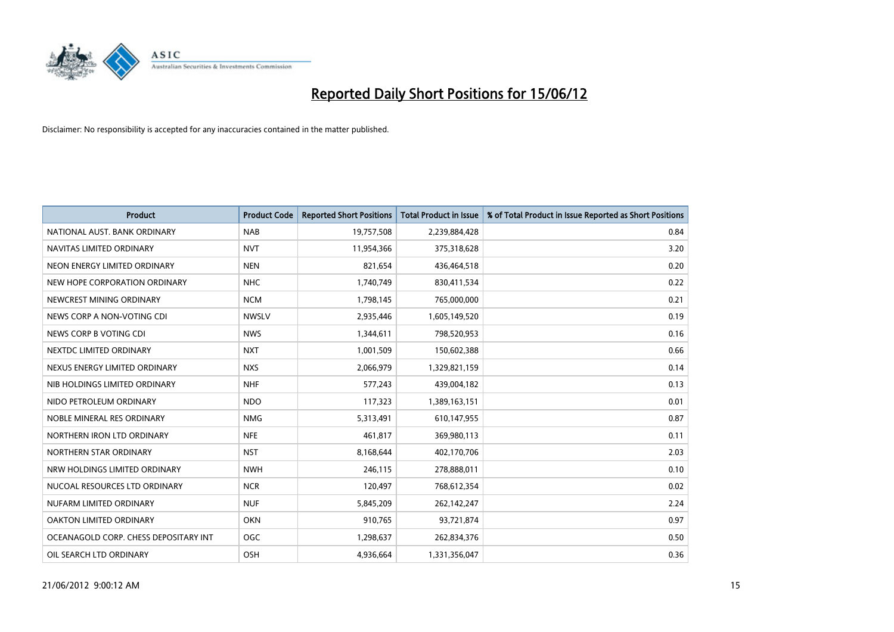# Reported Daily Short Positions for 15/06/12

Disclaimer: No responsibility is accepted for any inaccuracies contained in the matter published.

| Product | Product Code | Reported Short Positions | Total Product in Issue | % of Total Product in Issue Reported as Short Positions |
|---|---|---|---|---|
| NATIONAL AUST. BANK ORDINARY | NAB | 19,757,508 | 2,239,884,428 | 0.84 |
| NAVITAS LIMITED ORDINARY | NVT | 11,954,366 | 375,318,628 | 3.20 |
| NEON ENERGY LIMITED ORDINARY | NEN | 821,654 | 436,464,518 | 0.20 |
| NEW HOPE CORPORATION ORDINARY | NHC | 1,740,749 | 830,411,534 | 0.22 |
| NEWCREST MINING ORDINARY | NCM | 1,798,145 | 765,000,000 | 0.21 |
| NEWS CORP A NON-VOTING CDI | NWSLV | 2,935,446 | 1,605,149,520 | 0.19 |
| NEWS CORP B VOTING CDI | NWS | 1,344,611 | 798,520,953 | 0.16 |
| NEXTDC LIMITED ORDINARY | NXT | 1,001,509 | 150,602,388 | 0.66 |
| NEXUS ENERGY LIMITED ORDINARY | NXS | 2,066,979 | 1,329,821,159 | 0.14 |
| NIB HOLDINGS LIMITED ORDINARY | NHF | 577,243 | 439,004,182 | 0.13 |
| NIDO PETROLEUM ORDINARY | NDO | 117,323 | 1,389,163,151 | 0.01 |
| NOBLE MINERAL RES ORDINARY | NMG | 5,313,491 | 610,147,955 | 0.87 |
| NORTHERN IRON LTD ORDINARY | NFE | 461,817 | 369,980,113 | 0.11 |
| NORTHERN STAR ORDINARY | NST | 8,168,644 | 402,170,706 | 2.03 |
| NRW HOLDINGS LIMITED ORDINARY | NWH | 246,115 | 278,888,011 | 0.10 |
| NUCOAL RESOURCES LTD ORDINARY | NCR | 120,497 | 768,612,354 | 0.02 |
| NUFARM LIMITED ORDINARY | NUF | 5,845,209 | 262,142,247 | 2.24 |
| OAKTON LIMITED ORDINARY | OKN | 910,765 | 93,721,874 | 0.97 |
| OCEANAGOLD CORP. CHESS DEPOSITARY INT | OGC | 1,298,637 | 262,834,376 | 0.50 |
| OIL SEARCH LTD ORDINARY | OSH | 4,936,664 | 1,331,356,047 | 0.36 |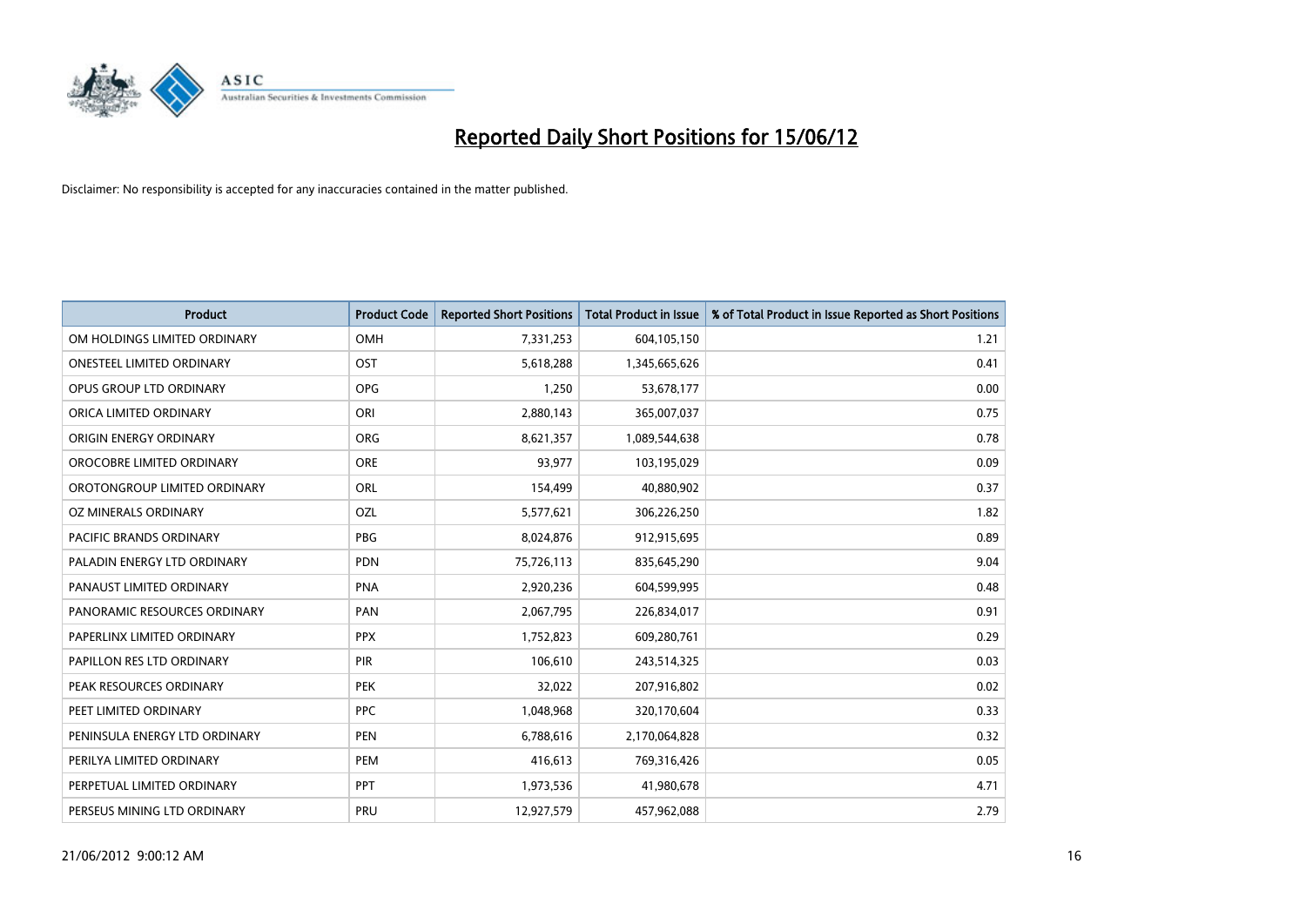# Reported Daily Short Positions for 15/06/12

Disclaimer: No responsibility is accepted for any inaccuracies contained in the matter published.

| Product | Product Code | Reported Short Positions | Total Product in Issue | % of Total Product in Issue Reported as Short Positions |
|---|---|---|---|---|
| OM HOLDINGS LIMITED ORDINARY | OMH | 7,331,253 | 604,105,150 | 1.21 |
| ONESTEEL LIMITED ORDINARY | OST | 5,618,288 | 1,345,665,626 | 0.41 |
| OPUS GROUP LTD ORDINARY | OPG | 1,250 | 53,678,177 | 0.00 |
| ORICA LIMITED ORDINARY | ORI | 2,880,143 | 365,007,037 | 0.75 |
| ORIGIN ENERGY ORDINARY | ORG | 8,621,357 | 1,089,544,638 | 0.78 |
| OROCOBRE LIMITED ORDINARY | ORE | 93,977 | 103,195,029 | 0.09 |
| OROTONGROUP LIMITED ORDINARY | ORL | 154,499 | 40,880,902 | 0.37 |
| OZ MINERALS ORDINARY | OZL | 5,577,621 | 306,226,250 | 1.82 |
| PACIFIC BRANDS ORDINARY | PBG | 8,024,876 | 912,915,695 | 0.89 |
| PALADIN ENERGY LTD ORDINARY | PDN | 75,726,113 | 835,645,290 | 9.04 |
| PANAUST LIMITED ORDINARY | PNA | 2,920,236 | 604,599,995 | 0.48 |
| PANORAMIC RESOURCES ORDINARY | PAN | 2,067,795 | 226,834,017 | 0.91 |
| PAPERLINX LIMITED ORDINARY | PPX | 1,752,823 | 609,280,761 | 0.29 |
| PAPILLON RES LTD ORDINARY | PIR | 106,610 | 243,514,325 | 0.03 |
| PEAK RESOURCES ORDINARY | PEK | 32,022 | 207,916,802 | 0.02 |
| PEET LIMITED ORDINARY | PPC | 1,048,968 | 320,170,604 | 0.33 |
| PENINSULA ENERGY LTD ORDINARY | PEN | 6,788,616 | 2,170,064,828 | 0.32 |
| PERILYA LIMITED ORDINARY | PEM | 416,613 | 769,316,426 | 0.05 |
| PERPETUAL LIMITED ORDINARY | PPT | 1,973,536 | 41,980,678 | 4.71 |
| PERSEUS MINING LTD ORDINARY | PRU | 12,927,579 | 457,962,088 | 2.79 |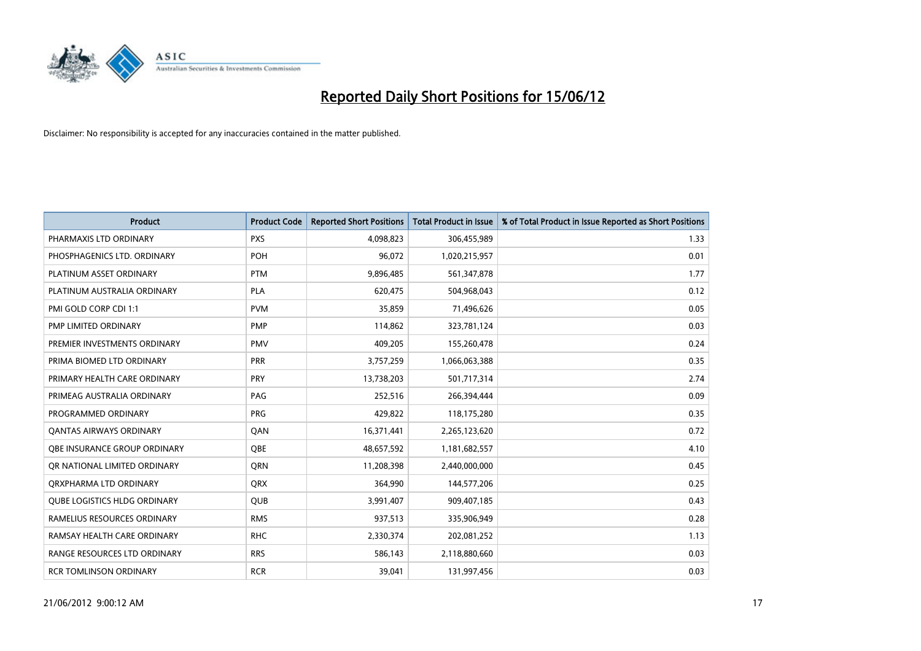# Reported Daily Short Positions for 15/06/12

Disclaimer: No responsibility is accepted for any inaccuracies contained in the matter published.

| Product | Product Code | Reported Short Positions | Total Product in Issue | % of Total Product in Issue Reported as Short Positions |
| --- | --- | --- | --- | --- |
| PHARMAXIS LTD ORDINARY | PXS | 4,098,823 | 306,455,989 | 1.33 |
| PHOSPHAGENICS LTD. ORDINARY | POH | 96,072 | 1,020,215,957 | 0.01 |
| PLATINUM ASSET ORDINARY | PTM | 9,896,485 | 561,347,878 | 1.77 |
| PLATINUM AUSTRALIA ORDINARY | PLA | 620,475 | 504,968,043 | 0.12 |
| PMI GOLD CORP CDI 1:1 | PVM | 35,859 | 71,496,626 | 0.05 |
| PMP LIMITED ORDINARY | PMP | 114,862 | 323,781,124 | 0.03 |
| PREMIER INVESTMENTS ORDINARY | PMV | 409,205 | 155,260,478 | 0.24 |
| PRIMA BIOMED LTD ORDINARY | PRR | 3,757,259 | 1,066,063,388 | 0.35 |
| PRIMARY HEALTH CARE ORDINARY | PRY | 13,738,203 | 501,717,314 | 2.74 |
| PRIMEAG AUSTRALIA ORDINARY | PAG | 252,516 | 266,394,444 | 0.09 |
| PROGRAMMED ORDINARY | PRG | 429,822 | 118,175,280 | 0.35 |
| QANTAS AIRWAYS ORDINARY | QAN | 16,371,441 | 2,265,123,620 | 0.72 |
| QBE INSURANCE GROUP ORDINARY | QBE | 48,657,592 | 1,181,682,557 | 4.10 |
| QR NATIONAL LIMITED ORDINARY | QRN | 11,208,398 | 2,440,000,000 | 0.45 |
| QRXPHARMA LTD ORDINARY | QRX | 364,990 | 144,577,206 | 0.25 |
| QUBE LOGISTICS HLDG ORDINARY | QUB | 3,991,407 | 909,407,185 | 0.43 |
| RAMELIUS RESOURCES ORDINARY | RMS | 937,513 | 335,906,949 | 0.28 |
| RAMSAY HEALTH CARE ORDINARY | RHC | 2,330,374 | 202,081,252 | 1.13 |
| RANGE RESOURCES LTD ORDINARY | RRS | 586,143 | 2,118,880,660 | 0.03 |
| RCR TOMLINSON ORDINARY | RCR | 39,041 | 131,997,456 | 0.03 |

21/06/2012 9:00:12 AM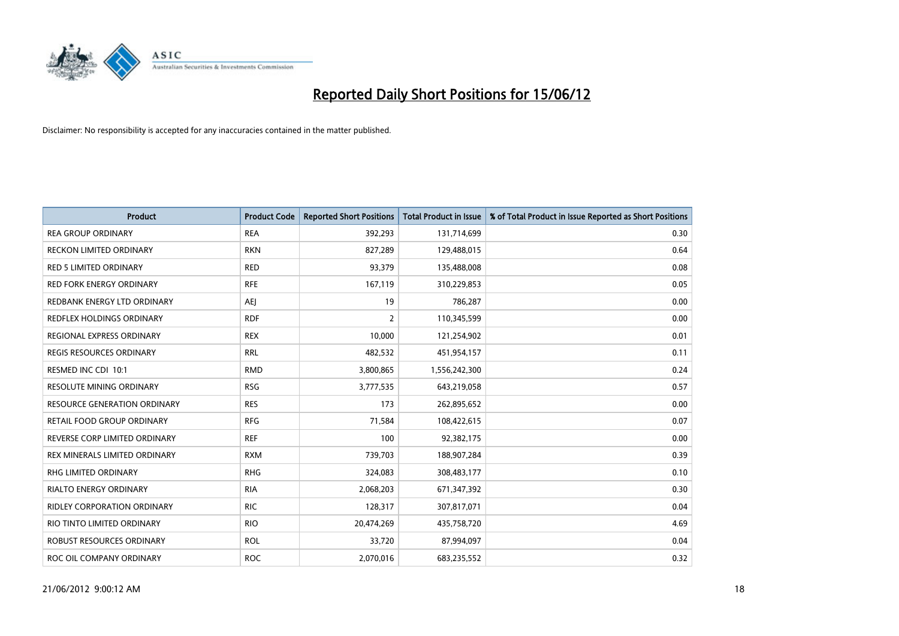# Reported Daily Short Positions for 15/06/12

Disclaimer: No responsibility is accepted for any inaccuracies contained in the matter published.

| Product | Product Code | Reported Short Positions | Total Product in Issue | % of Total Product in Issue Reported as Short Positions |
|---|---|---|---|---|
| REA GROUP ORDINARY | REA | 392,293 | 131,714,699 | 0.30 |
| RECKON LIMITED ORDINARY | RKN | 827,289 | 129,488,015 | 0.64 |
| RED 5 LIMITED ORDINARY | RED | 93,379 | 135,488,008 | 0.08 |
| RED FORK ENERGY ORDINARY | RFE | 167,119 | 310,229,853 | 0.05 |
| REDBANK ENERGY LTD ORDINARY | AEJ | 19 | 786,287 | 0.00 |
| REDFLEX HOLDINGS ORDINARY | RDF | 2 | 110,345,599 | 0.00 |
| REGIONAL EXPRESS ORDINARY | REX | 10,000 | 121,254,902 | 0.01 |
| REGIS RESOURCES ORDINARY | RRL | 482,532 | 451,954,157 | 0.11 |
| RESMED INC CDI 10:1 | RMD | 3,800,865 | 1,556,242,300 | 0.24 |
| RESOLUTE MINING ORDINARY | RSG | 3,777,535 | 643,219,058 | 0.57 |
| RESOURCE GENERATION ORDINARY | RES | 173 | 262,895,652 | 0.00 |
| RETAIL FOOD GROUP ORDINARY | RFG | 71,584 | 108,422,615 | 0.07 |
| REVERSE CORP LIMITED ORDINARY | REF | 100 | 92,382,175 | 0.00 |
| REX MINERALS LIMITED ORDINARY | RXM | 739,703 | 188,907,284 | 0.39 |
| RHG LIMITED ORDINARY | RHG | 324,083 | 308,483,177 | 0.10 |
| RIALTO ENERGY ORDINARY | RIA | 2,068,203 | 671,347,392 | 0.30 |
| RIDLEY CORPORATION ORDINARY | RIC | 128,317 | 307,817,071 | 0.04 |
| RIO TINTO LIMITED ORDINARY | RIO | 20,474,269 | 435,758,720 | 4.69 |
| ROBUST RESOURCES ORDINARY | ROL | 33,720 | 87,994,097 | 0.04 |
| ROC OIL COMPANY ORDINARY | ROC | 2,070,016 | 683,235,552 | 0.32 |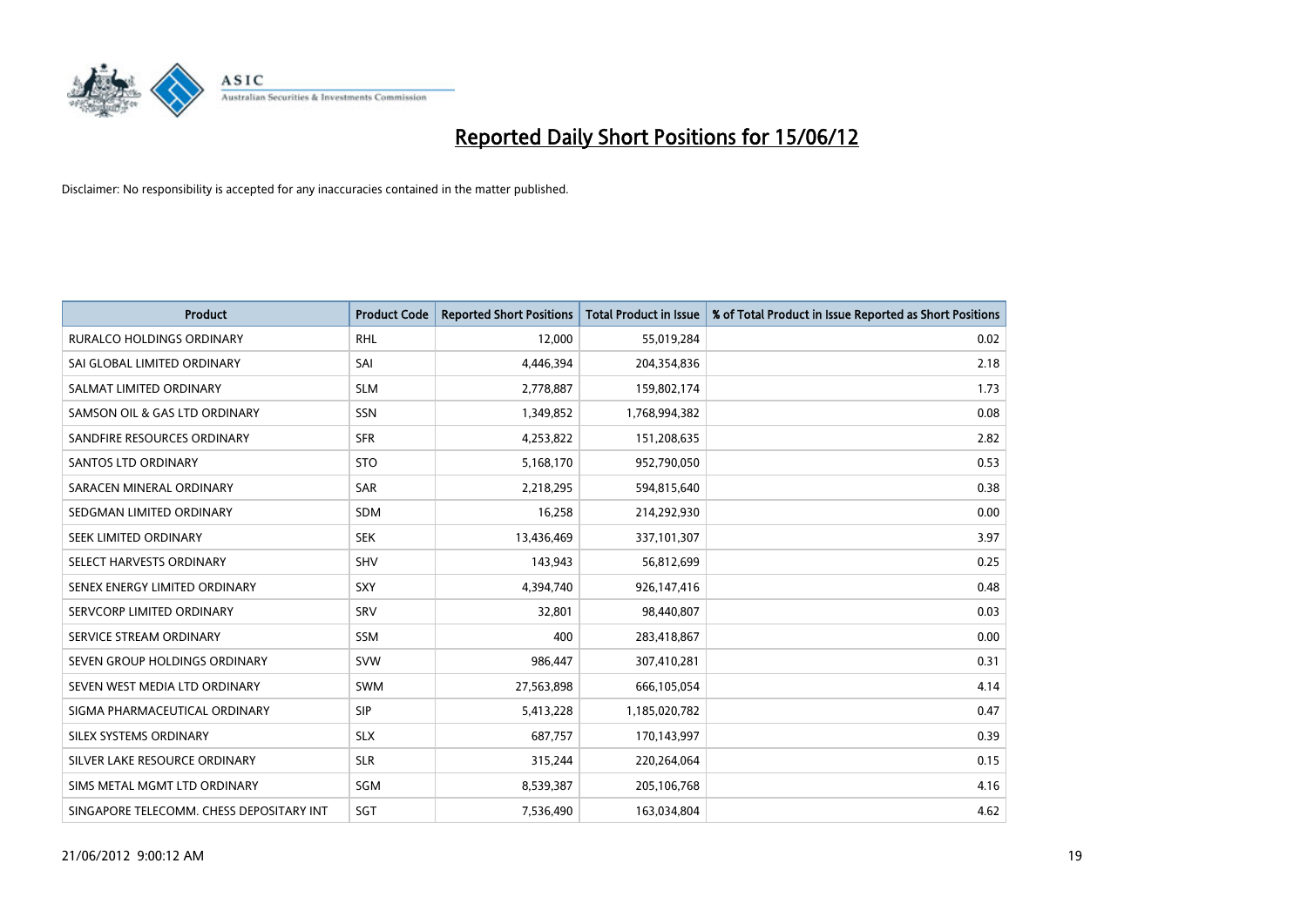# Reported Daily Short Positions for 15/06/12

Disclaimer: No responsibility is accepted for any inaccuracies contained in the matter published.

| Product | Product Code | Reported Short Positions | Total Product in Issue | % of Total Product in Issue Reported as Short Positions |
|---|---|---|---|---|
| RURALCO HOLDINGS ORDINARY | RHL | 12,000 | 55,019,284 | 0.02 |
| SAI GLOBAL LIMITED ORDINARY | SAI | 4,446,394 | 204,354,836 | 2.18 |
| SALMAT LIMITED ORDINARY | SLM | 2,778,887 | 159,802,174 | 1.73 |
| SAMSON OIL & GAS LTD ORDINARY | SSN | 1,349,852 | 1,768,994,382 | 0.08 |
| SANDFIRE RESOURCES ORDINARY | SFR | 4,253,822 | 151,208,635 | 2.82 |
| SANTOS LTD ORDINARY | STO | 5,168,170 | 952,790,050 | 0.53 |
| SARACEN MINERAL ORDINARY | SAR | 2,218,295 | 594,815,640 | 0.38 |
| SEDGMAN LIMITED ORDINARY | SDM | 16,258 | 214,292,930 | 0.00 |
| SEEK LIMITED ORDINARY | SEK | 13,436,469 | 337,101,307 | 3.97 |
| SELECT HARVESTS ORDINARY | SHV | 143,943 | 56,812,699 | 0.25 |
| SENEX ENERGY LIMITED ORDINARY | SXY | 4,394,740 | 926,147,416 | 0.48 |
| SERVCORP LIMITED ORDINARY | SRV | 32,801 | 98,440,807 | 0.03 |
| SERVICE STREAM ORDINARY | SSM | 400 | 283,418,867 | 0.00 |
| SEVEN GROUP HOLDINGS ORDINARY | SVW | 986,447 | 307,410,281 | 0.31 |
| SEVEN WEST MEDIA LTD ORDINARY | SWM | 27,563,898 | 666,105,054 | 4.14 |
| SIGMA PHARMACEUTICAL ORDINARY | SIP | 5,413,228 | 1,185,020,782 | 0.47 |
| SILEX SYSTEMS ORDINARY | SLX | 687,757 | 170,143,997 | 0.39 |
| SILVER LAKE RESOURCE ORDINARY | SLR | 315,244 | 220,264,064 | 0.15 |
| SIMS METAL MGMT LTD ORDINARY | SGM | 8,539,387 | 205,106,768 | 4.16 |
| SINGAPORE TELECOMM. CHESS DEPOSITARY INT | SGT | 7,536,490 | 163,034,804 | 4.62 |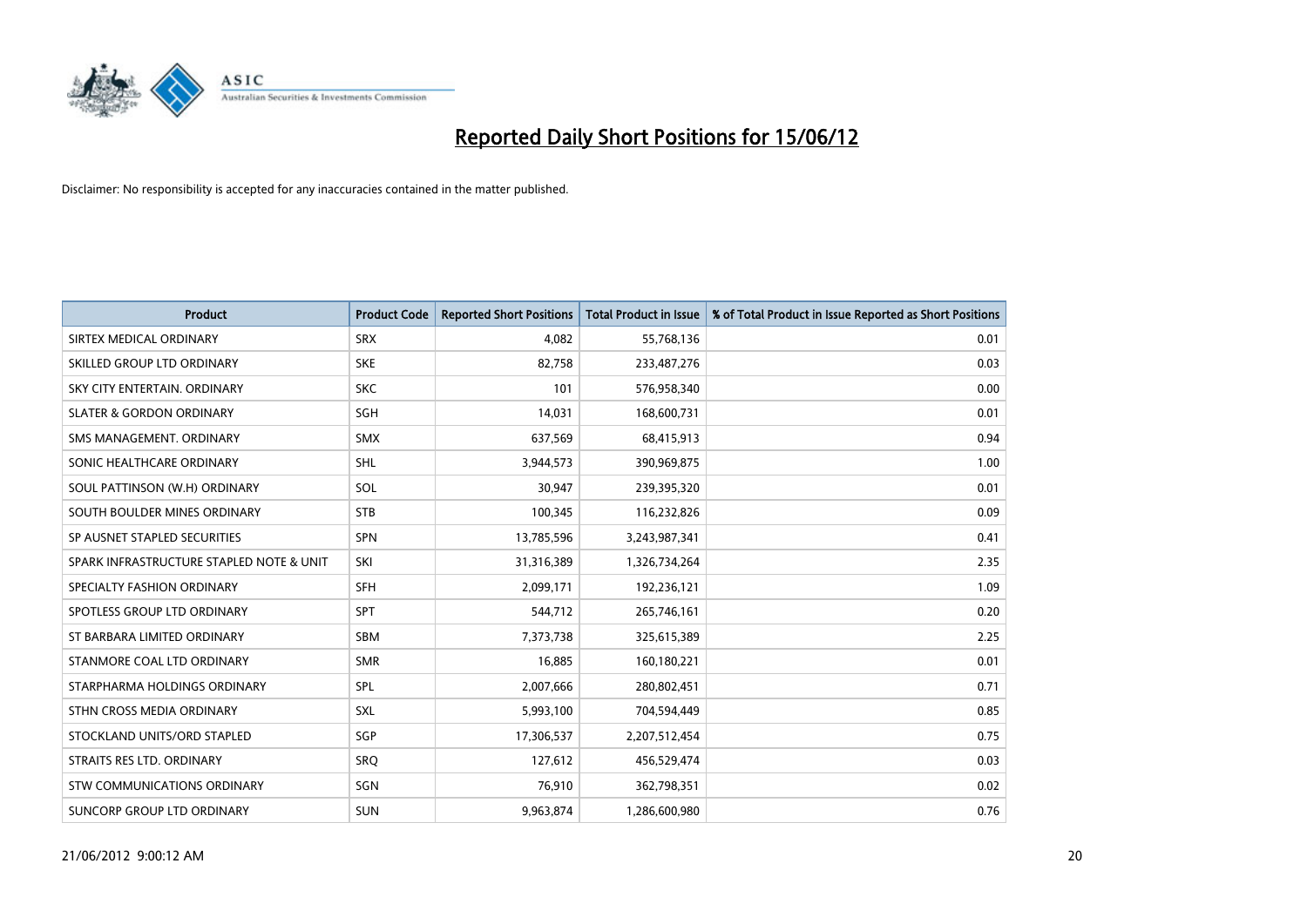# Reported Daily Short Positions for 15/06/12

Disclaimer: No responsibility is accepted for any inaccuracies contained in the matter published.

| Product | Product Code | Reported Short Positions | Total Product in Issue | % of Total Product in Issue Reported as Short Positions |
|---|---|---|---|---|
| SIRTEX MEDICAL ORDINARY | SRX | 4,082 | 55,768,136 | 0.01 |
| SKILLED GROUP LTD ORDINARY | SKE | 82,758 | 233,487,276 | 0.03 |
| SKY CITY ENTERTAIN. ORDINARY | SKC | 101 | 576,958,340 | 0.00 |
| SLATER & GORDON ORDINARY | SGH | 14,031 | 168,600,731 | 0.01 |
| SMS MANAGEMENT. ORDINARY | SMX | 637,569 | 68,415,913 | 0.94 |
| SONIC HEALTHCARE ORDINARY | SHL | 3,944,573 | 390,969,875 | 1.00 |
| SOUL PATTINSON (W.H) ORDINARY | SOL | 30,947 | 239,395,320 | 0.01 |
| SOUTH BOULDER MINES ORDINARY | STB | 100,345 | 116,232,826 | 0.09 |
| SP AUSNET STAPLED SECURITIES | SPN | 13,785,596 | 3,243,987,341 | 0.41 |
| SPARK INFRASTRUCTURE STAPLED NOTE & UNIT | SKI | 31,316,389 | 1,326,734,264 | 2.35 |
| SPECIALTY FASHION ORDINARY | SFH | 2,099,171 | 192,236,121 | 1.09 |
| SPOTLESS GROUP LTD ORDINARY | SPT | 544,712 | 265,746,161 | 0.20 |
| ST BARBARA LIMITED ORDINARY | SBM | 7,373,738 | 325,615,389 | 2.25 |
| STANMORE COAL LTD ORDINARY | SMR | 16,885 | 160,180,221 | 0.01 |
| STARPHARMA HOLDINGS ORDINARY | SPL | 2,007,666 | 280,802,451 | 0.71 |
| STHN CROSS MEDIA ORDINARY | SXL | 5,993,100 | 704,594,449 | 0.85 |
| STOCKLAND UNITS/ORD STAPLED | SGP | 17,306,537 | 2,207,512,454 | 0.75 |
| STRAITS RES LTD. ORDINARY | SRQ | 127,612 | 456,529,474 | 0.03 |
| STW COMMUNICATIONS ORDINARY | SGN | 76,910 | 362,798,351 | 0.02 |
| SUNCORP GROUP LTD ORDINARY | SUN | 9,963,874 | 1,286,600,980 | 0.76 |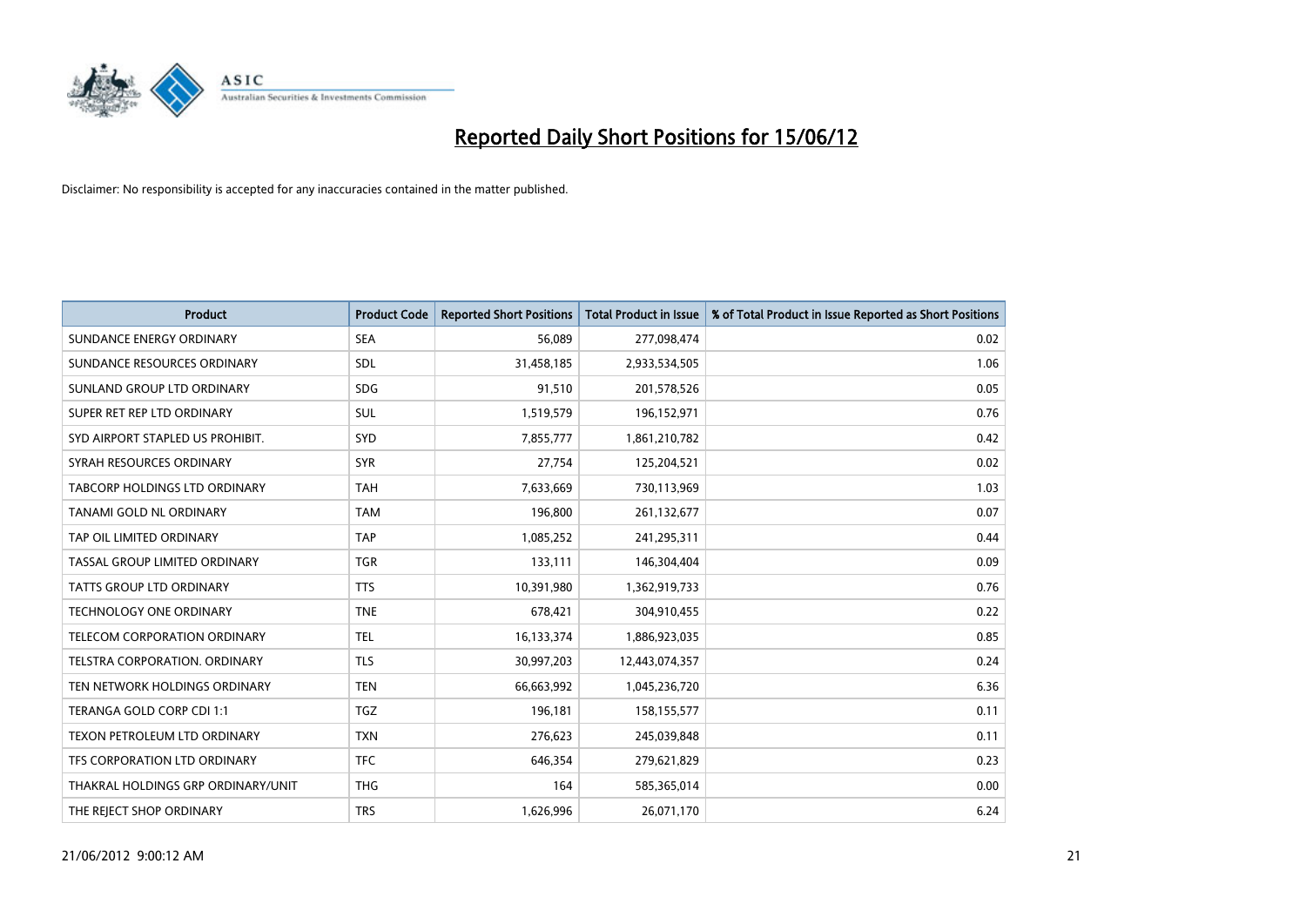# Reported Daily Short Positions for 15/06/12

Disclaimer: No responsibility is accepted for any inaccuracies contained in the matter published.

| Product | Product Code | Reported Short Positions | Total Product in Issue | % of Total Product in Issue Reported as Short Positions |
|---|---|---|---|---|
| SUNDANCE ENERGY ORDINARY | SEA | 56,089 | 277,098,474 | 0.02 |
| SUNDANCE RESOURCES ORDINARY | SDL | 31,458,185 | 2,933,534,505 | 1.06 |
| SUNLAND GROUP LTD ORDINARY | SDG | 91,510 | 201,578,526 | 0.05 |
| SUPER RET REP LTD ORDINARY | SUL | 1,519,579 | 196,152,971 | 0.76 |
| SYD AIRPORT STAPLED US PROHIBIT. | SYD | 7,855,777 | 1,861,210,782 | 0.42 |
| SYRAH RESOURCES ORDINARY | SYR | 27,754 | 125,204,521 | 0.02 |
| TABCORP HOLDINGS LTD ORDINARY | TAH | 7,633,669 | 730,113,969 | 1.03 |
| TANAMI GOLD NL ORDINARY | TAM | 196,800 | 261,132,677 | 0.07 |
| TAP OIL LIMITED ORDINARY | TAP | 1,085,252 | 241,295,311 | 0.44 |
| TASSAL GROUP LIMITED ORDINARY | TGR | 133,111 | 146,304,404 | 0.09 |
| TATTS GROUP LTD ORDINARY | TTS | 10,391,980 | 1,362,919,733 | 0.76 |
| TECHNOLOGY ONE ORDINARY | TNE | 678,421 | 304,910,455 | 0.22 |
| TELECOM CORPORATION ORDINARY | TEL | 16,133,374 | 1,886,923,035 | 0.85 |
| TELSTRA CORPORATION. ORDINARY | TLS | 30,997,203 | 12,443,074,357 | 0.24 |
| TEN NETWORK HOLDINGS ORDINARY | TEN | 66,663,992 | 1,045,236,720 | 6.36 |
| TERANGA GOLD CORP CDI 1:1 | TGZ | 196,181 | 158,155,577 | 0.11 |
| TEXON PETROLEUM LTD ORDINARY | TXN | 276,623 | 245,039,848 | 0.11 |
| TFS CORPORATION LTD ORDINARY | TFC | 646,354 | 279,621,829 | 0.23 |
| THAKRAL HOLDINGS GRP ORDINARY/UNIT | THG | 164 | 585,365,014 | 0.00 |
| THE REJECT SHOP ORDINARY | TRS | 1,626,996 | 26,071,170 | 6.24 |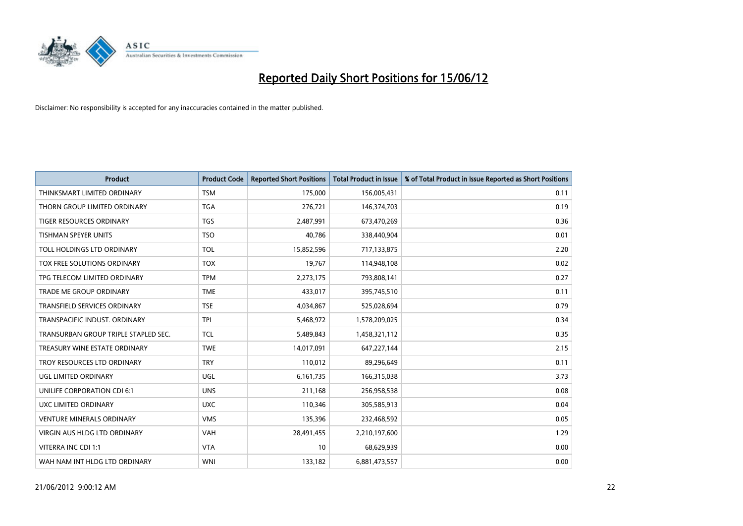# Reported Daily Short Positions for 15/06/12

Disclaimer: No responsibility is accepted for any inaccuracies contained in the matter published.

| Product | Product Code | Reported Short Positions | Total Product in Issue | % of Total Product in Issue Reported as Short Positions |
|---|---|---|---|---|
| THINKSMART LIMITED ORDINARY | TSM | 175,000 | 156,005,431 | 0.11 |
| THORN GROUP LIMITED ORDINARY | TGA | 276,721 | 146,374,703 | 0.19 |
| TIGER RESOURCES ORDINARY | TGS | 2,487,991 | 673,470,269 | 0.36 |
| TISHMAN SPEYER UNITS | TSO | 40,786 | 338,440,904 | 0.01 |
| TOLL HOLDINGS LTD ORDINARY | TOL | 15,852,596 | 717,133,875 | 2.20 |
| TOX FREE SOLUTIONS ORDINARY | TOX | 19,767 | 114,948,108 | 0.02 |
| TPG TELECOM LIMITED ORDINARY | TPM | 2,273,175 | 793,808,141 | 0.27 |
| TRADE ME GROUP ORDINARY | TME | 433,017 | 395,745,510 | 0.11 |
| TRANSFIELD SERVICES ORDINARY | TSE | 4,034,867 | 525,028,694 | 0.79 |
| TRANSPACIFIC INDUST. ORDINARY | TPI | 5,468,972 | 1,578,209,025 | 0.34 |
| TRANSURBAN GROUP TRIPLE STAPLED SEC. | TCL | 5,489,843 | 1,458,321,112 | 0.35 |
| TREASURY WINE ESTATE ORDINARY | TWE | 14,017,091 | 647,227,144 | 2.15 |
| TROY RESOURCES LTD ORDINARY | TRY | 110,012 | 89,296,649 | 0.11 |
| UGL LIMITED ORDINARY | UGL | 6,161,735 | 166,315,038 | 3.73 |
| UNILIFE CORPORATION CDI 6:1 | UNS | 211,168 | 256,958,538 | 0.08 |
| UXC LIMITED ORDINARY | UXC | 110,346 | 305,585,913 | 0.04 |
| VENTURE MINERALS ORDINARY | VMS | 135,396 | 232,468,592 | 0.05 |
| VIRGIN AUS HLDG LTD ORDINARY | VAH | 28,491,455 | 2,210,197,600 | 1.29 |
| VITERRA INC CDI 1:1 | VTA | 10 | 68,629,939 | 0.00 |
| WAH NAM INT HLDG LTD ORDINARY | WNI | 133,182 | 6,881,473,557 | 0.00 |

21/06/2012 9:00:12 AM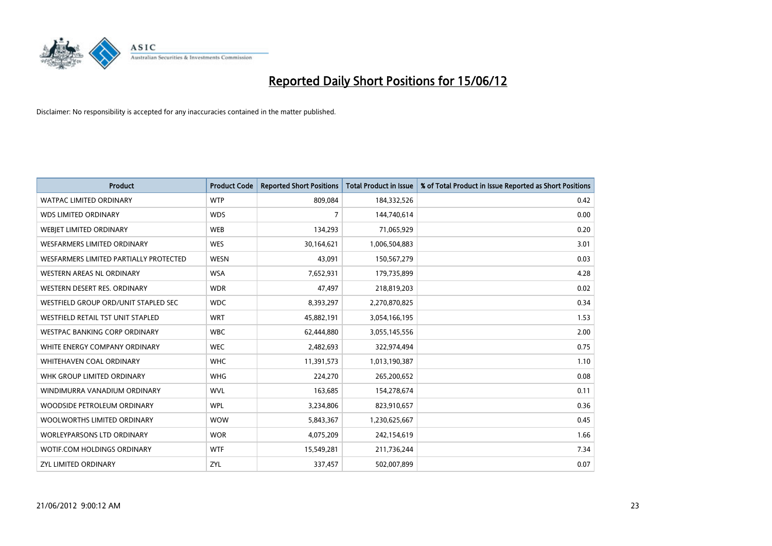# Reported Daily Short Positions for 15/06/12

Disclaimer: No responsibility is accepted for any inaccuracies contained in the matter published.

| Product | Product Code | Reported Short Positions | Total Product in Issue | % of Total Product in Issue Reported as Short Positions |
| --- | --- | --- | --- | --- |
| WATPAC LIMITED ORDINARY | WTP | 809,084 | 184,332,526 | 0.42 |
| WDS LIMITED ORDINARY | WDS | 7 | 144,740,614 | 0.00 |
| WEBJET LIMITED ORDINARY | WEB | 134,293 | 71,065,929 | 0.20 |
| WESFARMERS LIMITED ORDINARY | WES | 30,164,621 | 1,006,504,883 | 3.01 |
| WESFARMERS LIMITED PARTIALLY PROTECTED | WESN | 43,091 | 150,567,279 | 0.03 |
| WESTERN AREAS NL ORDINARY | WSA | 7,652,931 | 179,735,899 | 4.28 |
| WESTERN DESERT RES. ORDINARY | WDR | 47,497 | 218,819,203 | 0.02 |
| WESTFIELD GROUP ORD/UNIT STAPLED SEC | WDC | 8,393,297 | 2,270,870,825 | 0.34 |
| WESTFIELD RETAIL TST UNIT STAPLED | WRT | 45,882,191 | 3,054,166,195 | 1.53 |
| WESTPAC BANKING CORP ORDINARY | WBC | 62,444,880 | 3,055,145,556 | 2.00 |
| WHITE ENERGY COMPANY ORDINARY | WEC | 2,482,693 | 322,974,494 | 0.75 |
| WHITEHAVEN COAL ORDINARY | WHC | 11,391,573 | 1,013,190,387 | 1.10 |
| WHK GROUP LIMITED ORDINARY | WHG | 224,270 | 265,200,652 | 0.08 |
| WINDIMURRA VANADIUM ORDINARY | WVL | 163,685 | 154,278,674 | 0.11 |
| WOODSIDE PETROLEUM ORDINARY | WPL | 3,234,806 | 823,910,657 | 0.36 |
| WOOLWORTHS LIMITED ORDINARY | WOW | 5,843,367 | 1,230,625,667 | 0.45 |
| WORLEYPARSONS LTD ORDINARY | WOR | 4,075,209 | 242,154,619 | 1.66 |
| WOTIF.COM HOLDINGS ORDINARY | WTF | 15,549,281 | 211,736,244 | 7.34 |
| ZYL LIMITED ORDINARY | ZYL | 337,457 | 502,007,899 | 0.07 |

21/06/2012 9:00:12 AM